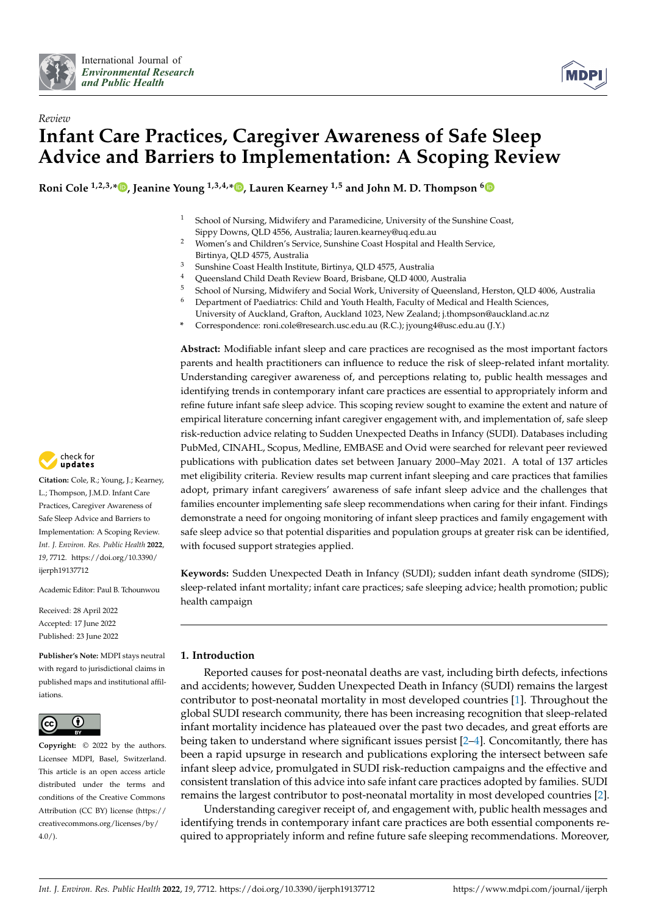Review

# Infant Care Practices, Caregiver Awareness of Safe Sleep Advice and Barriers to Implementation: A Scoping Review

**Roni Cole [1,2,3,*], Jeanine Young [1,3,4,*], Lauren Kearney [1,5] and John M. D. Thompson [6]**

1 School of Nursing, Midwifery and Paramedicine, University of the Sunshine Coast, Sippy Downs, QLD 4556, Australia; lauren.kearney@uq.edu.au
2 Women's and Children's Service, Sunshine Coast Hospital and Health Service, Birtinya, QLD 4575, Australia
3 Sunshine Coast Health Institute, Birtinya, QLD 4575, Australia
4 Queensland Child Death Review Board, Brisbane, QLD 4000, Australia
5 School of Nursing, Midwifery and Social Work, University of Queensland, Herston, QLD 4006, Australia
6 Department of Paediatrics: Child and Youth Health, Faculty of Medical and Health Sciences, University of Auckland, Grafton, Auckland 1023, New Zealand; j.thompson@auckland.ac.nz
\* Correspondence: roni.cole@research.usc.edu.au (R.C.); jyoung4@usc.edu.au (J.Y.)

**Citation:** Cole, R.; Young, J.; Kearney, L.; Thompson, J.M.D. Infant Care Practices, Caregiver Awareness of Safe Sleep Advice and Barriers to Implementation: A Scoping Review. *Int. J. Environ. Res. Public Health* **2022**, *19*, 7712. https://doi.org/10.3390/ijerph19137712

Academic Editor: Paul B. Tchounwou

Received: 28 April 2022
Accepted: 17 June 2022
Published: 23 June 2022

**Publisher's Note:** MDPI stays neutral with regard to jurisdictional claims in published maps and institutional affiliations.

**Copyright:** © 2022 by the authors. Licensee MDPI, Basel, Switzerland. This article is an open access article distributed under the terms and conditions of the Creative Commons Attribution (CC BY) license (https://creativecommons.org/licenses/by/4.0/).

**Abstract:** Modifiable infant sleep and care practices are recognised as the most important factors parents and health practitioners can influence to reduce the risk of sleep-related infant mortality. Understanding caregiver awareness of, and perceptions relating to, public health messages and identifying trends in contemporary infant care practices are essential to appropriately inform and refine future infant safe sleep advice. This scoping review sought to examine the extent and nature of empirical literature concerning infant caregiver engagement with, and implementation of, safe sleep risk-reduction advice relating to Sudden Unexpected Deaths in Infancy (SUDI). Databases including PubMed, CINAHL, Scopus, Medline, EMBASE and Ovid were searched for relevant peer reviewed publications with publication dates set between January 2000–May 2021. A total of 137 articles met eligibility criteria. Review results map current infant sleeping and care practices that families adopt, primary infant caregivers' awareness of safe infant sleep advice and the challenges that families encounter implementing safe sleep recommendations when caring for their infant. Findings demonstrate a need for ongoing monitoring of infant sleep practices and family engagement with safe sleep advice so that potential disparities and population groups at greater risk can be identified, with focused support strategies applied.

**Keywords:** Sudden Unexpected Death in Infancy (SUDI); sudden infant death syndrome (SIDS); sleep-related infant mortality; infant care practices; safe sleeping advice; health promotion; public health campaign

## 1. Introduction

Reported causes for post-neonatal deaths are vast, including birth defects, infections and accidents; however, Sudden Unexpected Death in Infancy (SUDI) remains the largest contributor to post-neonatal mortality in most developed countries [1]. Throughout the global SUDI research community, there has been increasing recognition that sleep-related infant mortality incidence has plateaued over the past two decades, and great efforts are being taken to understand where significant issues persist [2–4]. Concomitantly, there has been a rapid upsurge in research and publications exploring the intersect between safe infant sleep advice, promulgated in SUDI risk-reduction campaigns and the effective and consistent translation of this advice into safe infant care practices adopted by families. SUDI remains the largest contributor to post-neonatal mortality in most developed countries [2].

Understanding caregiver receipt of, and engagement with, public health messages and identifying trends in contemporary infant care practices are both essential components required to appropriately inform and refine future safe sleeping recommendations. Moreover,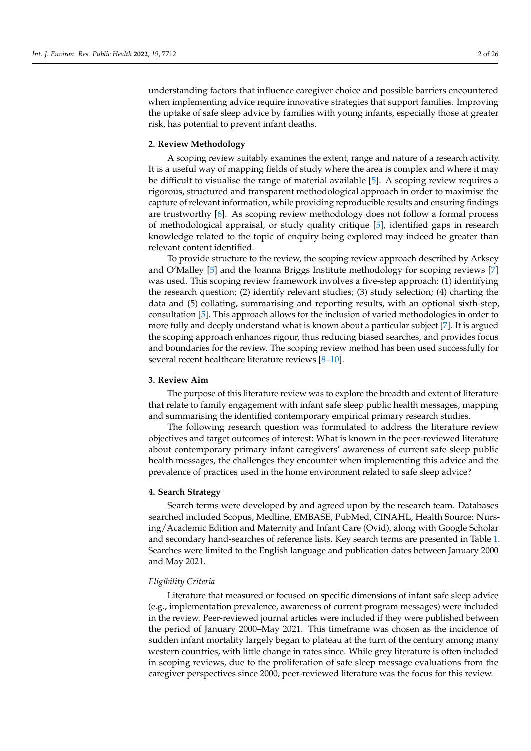understanding factors that influence caregiver choice and possible barriers encountered when implementing advice require innovative strategies that support families. Improving the uptake of safe sleep advice by families with young infants, especially those at greater risk, has potential to prevent infant deaths.

## 2. Review Methodology

A scoping review suitably examines the extent, range and nature of a research activity. It is a useful way of mapping fields of study where the area is complex and where it may be difficult to visualise the range of material available [5]. A scoping review requires a rigorous, structured and transparent methodological approach in order to maximise the capture of relevant information, while providing reproducible results and ensuring findings are trustworthy [6]. As scoping review methodology does not follow a formal process of methodological appraisal, or study quality critique [5], identified gaps in research knowledge related to the topic of enquiry being explored may indeed be greater than relevant content identified.

To provide structure to the review, the scoping review approach described by Arksey and O'Malley [5] and the Joanna Briggs Institute methodology for scoping reviews [7] was used. This scoping review framework involves a five-step approach: (1) identifying the research question; (2) identify relevant studies; (3) study selection; (4) charting the data and (5) collating, summarising and reporting results, with an optional sixth-step, consultation [5]. This approach allows for the inclusion of varied methodologies in order to more fully and deeply understand what is known about a particular subject [7]. It is argued the scoping approach enhances rigour, thus reducing biased searches, and provides focus and boundaries for the review. The scoping review method has been used successfully for several recent healthcare literature reviews [8–10].

## 3. Review Aim

The purpose of this literature review was to explore the breadth and extent of literature that relate to family engagement with infant safe sleep public health messages, mapping and summarising the identified contemporary empirical primary research studies.

The following research question was formulated to address the literature review objectives and target outcomes of interest: What is known in the peer-reviewed literature about contemporary primary infant caregivers' awareness of current safe sleep public health messages, the challenges they encounter when implementing this advice and the prevalence of practices used in the home environment related to safe sleep advice?

## 4. Search Strategy

Search terms were developed by and agreed upon by the research team. Databases searched included Scopus, Medline, EMBASE, PubMed, CINAHL, Health Source: Nursing/Academic Edition and Maternity and Infant Care (Ovid), along with Google Scholar and secondary hand-searches of reference lists. Key search terms are presented in Table 1. Searches were limited to the English language and publication dates between January 2000 and May 2021.

### *Eligibility Criteria*

Literature that measured or focused on specific dimensions of infant safe sleep advice (e.g., implementation prevalence, awareness of current program messages) were included in the review. Peer-reviewed journal articles were included if they were published between the period of January 2000–May 2021. This timeframe was chosen as the incidence of sudden infant mortality largely began to plateau at the turn of the century among many western countries, with little change in rates since. While grey literature is often included in scoping reviews, due to the proliferation of safe sleep message evaluations from the caregiver perspectives since 2000, peer-reviewed literature was the focus for this review.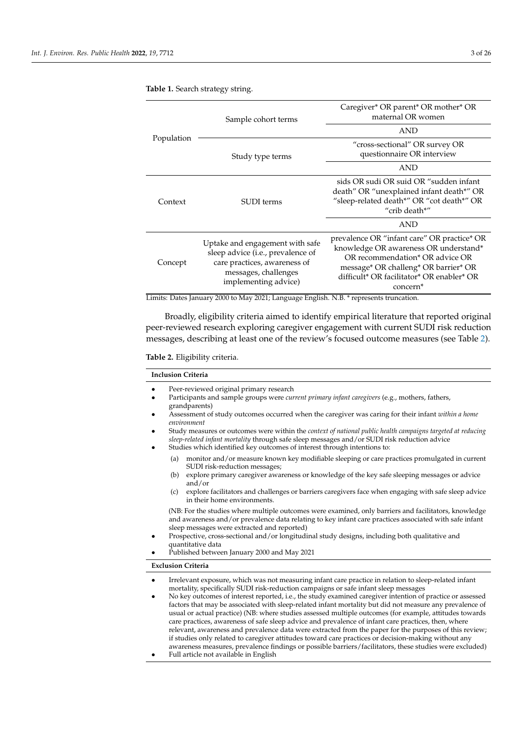**Table 1.** Search strategy string.

| | | |
|---|---|---|
| Population | Sample cohort terms | Caregiver* OR parent* OR mother* OR maternal OR women |
| | | AND |
| | Study type terms | "cross-sectional" OR survey OR questionnaire OR interview |
| | | AND |
| Context | SUDI terms | sids OR sudi OR suid OR "sudden infant death" OR "unexplained infant death*" OR "sleep-related death*" OR "cot death*" OR "crib death*" |
| | | AND |
| Concept | Uptake and engagement with safe sleep advice (i.e., prevalence of care practices, awareness of messages, challenges implementing advice) | prevalence OR "infant care" OR practice* OR knowledge OR awareness OR understand* OR recommendation* OR advice OR message* OR challeng* OR barrier* OR difficult* OR facilitator* OR enabler* OR concern* |

Limits: Dates January 2000 to May 2021; Language English. N.B. * represents truncation.

Broadly, eligibility criteria aimed to identify empirical literature that reported original peer-reviewed research exploring caregiver engagement with current SUDI risk reduction messages, describing at least one of the review's focused outcome measures (see Table 2).

**Table 2.** Eligibility criteria.

**Inclusion Criteria**

- Peer-reviewed original primary research
- Participants and sample groups were *current primary infant caregivers* (e.g., mothers, fathers, grandparents)
- Assessment of study outcomes occurred when the caregiver was caring for their infant *within a home environment*
- Study measures or outcomes were within the *context of national public health campaigns targeted at reducing sleep-related infant mortality* through safe sleep messages and/or SUDI risk reduction advice
- Studies which identified key outcomes of interest through intentions to:
  - (a) monitor and/or measure known key modifiable sleeping or care practices promulgated in current SUDI risk-reduction messages;
  - (b) explore primary caregiver awareness or knowledge of the key safe sleeping messages or advice and/or
  - (c) explore facilitators and challenges or barriers caregivers face when engaging with safe sleep advice in their home environments.

  (NB: For the studies where multiple outcomes were examined, only barriers and facilitators, knowledge and awareness and/or prevalence data relating to key infant care practices associated with safe infant sleep messages were extracted and reported)
- Prospective, cross-sectional and/or longitudinal study designs, including both qualitative and quantitative data
- Published between January 2000 and May 2021

**Exclusion Criteria**

- Irrelevant exposure, which was not measuring infant care practice in relation to sleep-related infant mortality, specifically SUDI risk-reduction campaigns or safe infant sleep messages
- No key outcomes of interest reported, i.e., the study examined caregiver intention of practice or assessed factors that may be associated with sleep-related infant mortality but did not measure any prevalence of usual or actual practice) (NB: where studies assessed multiple outcomes (for example, attitudes towards care practices, awareness of safe sleep advice and prevalence of infant care practices, then, where relevant, awareness and prevalence data were extracted from the paper for the purposes of this review; if studies only related to caregiver attitudes toward care practices or decision-making without any awareness measures, prevalence findings or possible barriers/facilitators, these studies were excluded)
- Full article not available in English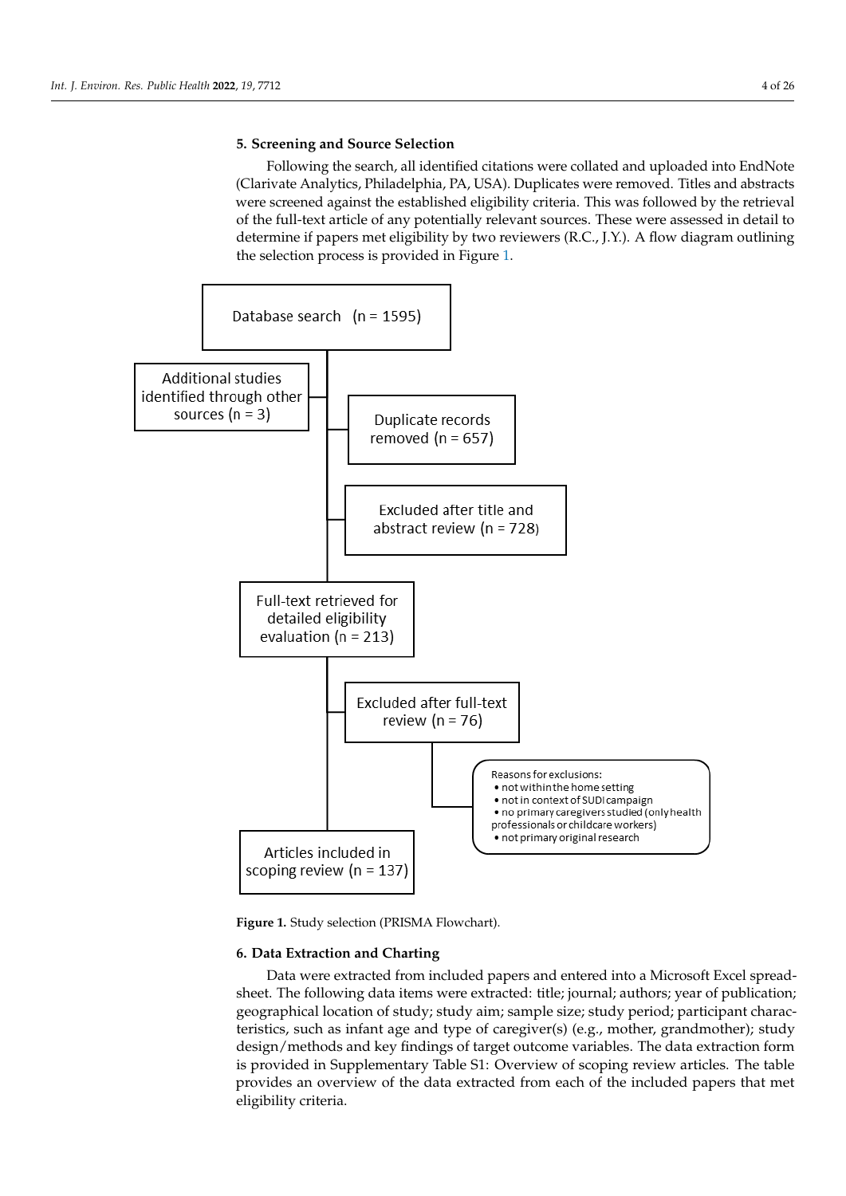## 5. Screening and Source Selection

Following the search, all identified citations were collated and uploaded into EndNote (Clarivate Analytics, Philadelphia, PA, USA). Duplicates were removed. Titles and abstracts were screened against the established eligibility criteria. This was followed by the retrieval of the full-text article of any potentially relevant sources. These were assessed in detail to determine if papers met eligibility by two reviewers (R.C., J.Y.). A flow diagram outlining the selection process is provided in Figure 1.

Database search (n = 1595)

Additional studies identified through other sources (n = 3)

Duplicate records removed (n = 657)

Excluded after title and abstract review (n = 728)

Full-text retrieved for detailed eligibility evaluation (n = 213)

Excluded after full-text review (n = 76)

Reasons for exclusions:
- not within the home setting
- not in context of SUDI campaign
- no primary caregivers studied (only health professionals or childcare workers)
- not primary original research

Articles included in scoping review (n = 137)

**Figure 1.** Study selection (PRISMA Flowchart).

## 6. Data Extraction and Charting

Data were extracted from included papers and entered into a Microsoft Excel spreadsheet. The following data items were extracted: title; journal; authors; year of publication; geographical location of study; study aim; sample size; study period; participant characteristics, such as infant age and type of caregiver(s) (e.g., mother, grandmother); study design/methods and key findings of target outcome variables. The data extraction form is provided in Supplementary Table S1: Overview of scoping review articles. The table provides an overview of the data extracted from each of the included papers that met eligibility criteria.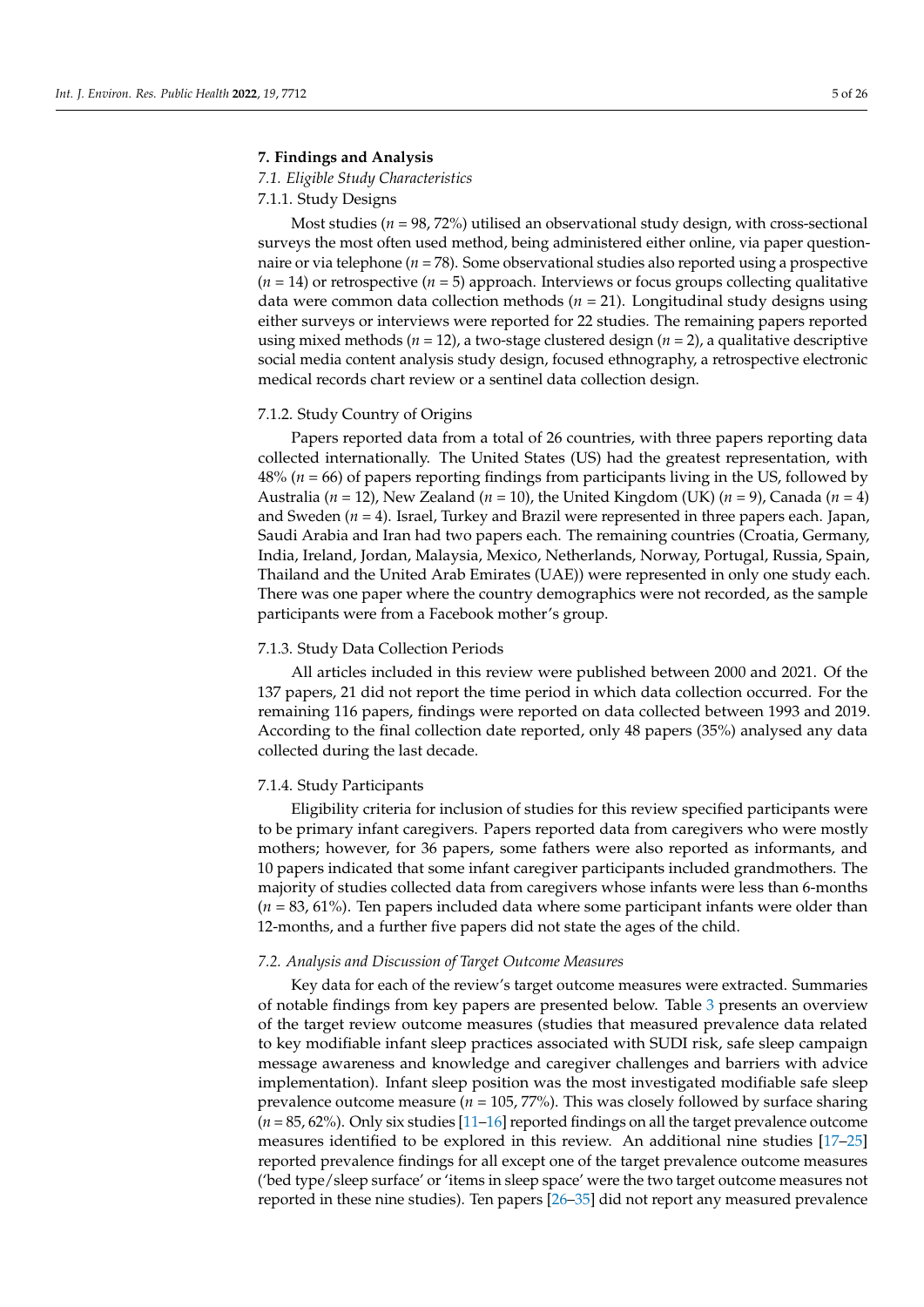## 7. Findings and Analysis

### *7.1. Eligible Study Characteristics*

#### 7.1.1. Study Designs

Most studies (*n* = 98, 72%) utilised an observational study design, with cross-sectional surveys the most often used method, being administered either online, via paper questionnaire or via telephone (*n* = 78). Some observational studies also reported using a prospective (*n* = 14) or retrospective (*n* = 5) approach. Interviews or focus groups collecting qualitative data were common data collection methods (*n* = 21). Longitudinal study designs using either surveys or interviews were reported for 22 studies. The remaining papers reported using mixed methods (*n* = 12), a two-stage clustered design (*n* = 2), a qualitative descriptive social media content analysis study design, focused ethnography, a retrospective electronic medical records chart review or a sentinel data collection design.

#### 7.1.2. Study Country of Origins

Papers reported data from a total of 26 countries, with three papers reporting data collected internationally. The United States (US) had the greatest representation, with 48% (*n* = 66) of papers reporting findings from participants living in the US, followed by Australia (*n* = 12), New Zealand (*n* = 10), the United Kingdom (UK) (*n* = 9), Canada (*n* = 4) and Sweden (*n* = 4). Israel, Turkey and Brazil were represented in three papers each. Japan, Saudi Arabia and Iran had two papers each. The remaining countries (Croatia, Germany, India, Ireland, Jordan, Malaysia, Mexico, Netherlands, Norway, Portugal, Russia, Spain, Thailand and the United Arab Emirates (UAE)) were represented in only one study each. There was one paper where the country demographics were not recorded, as the sample participants were from a Facebook mother's group.

#### 7.1.3. Study Data Collection Periods

All articles included in this review were published between 2000 and 2021. Of the 137 papers, 21 did not report the time period in which data collection occurred. For the remaining 116 papers, findings were reported on data collected between 1993 and 2019. According to the final collection date reported, only 48 papers (35%) analysed any data collected during the last decade.

#### 7.1.4. Study Participants

Eligibility criteria for inclusion of studies for this review specified participants were to be primary infant caregivers. Papers reported data from caregivers who were mostly mothers; however, for 36 papers, some fathers were also reported as informants, and 10 papers indicated that some infant caregiver participants included grandmothers. The majority of studies collected data from caregivers whose infants were less than 6-months (*n* = 83, 61%). Ten papers included data where some participant infants were older than 12-months, and a further five papers did not state the ages of the child.

### *7.2. Analysis and Discussion of Target Outcome Measures*

Key data for each of the review's target outcome measures were extracted. Summaries of notable findings from key papers are presented below. Table 3 presents an overview of the target review outcome measures (studies that measured prevalence data related to key modifiable infant sleep practices associated with SUDI risk, safe sleep campaign message awareness and knowledge and caregiver challenges and barriers with advice implementation). Infant sleep position was the most investigated modifiable safe sleep prevalence outcome measure (*n* = 105, 77%). This was closely followed by surface sharing (*n* = 85, 62%). Only six studies [11–16] reported findings on all the target prevalence outcome measures identified to be explored in this review. An additional nine studies [17–25] reported prevalence findings for all except one of the target prevalence outcome measures ('bed type/sleep surface' or 'items in sleep space' were the two target outcome measures not reported in these nine studies). Ten papers [26–35] did not report any measured prevalence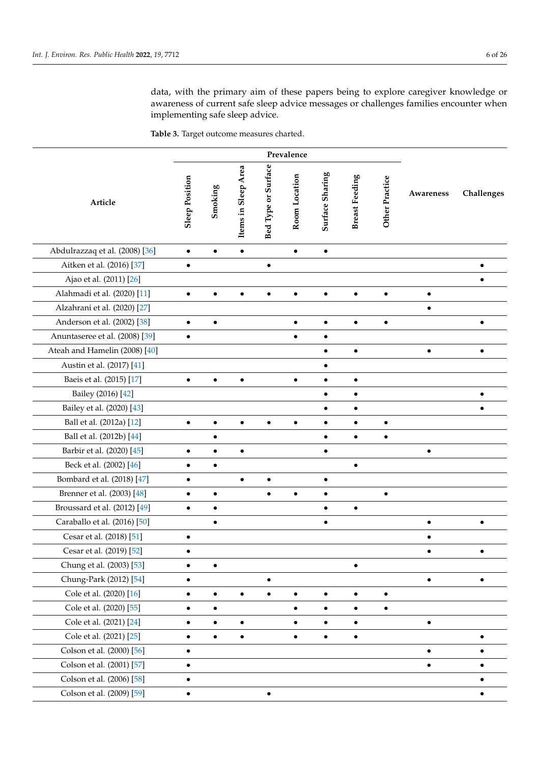data, with the primary aim of these papers being to explore caregiver knowledge or awareness of current safe sleep advice messages or challenges families encounter when implementing safe sleep advice.

**Table 3.** Target outcome measures charted.

| Article | Prevalence | | | | | | | | Awareness | Challenges |
|---|---|---|---|---|---|---|---|---|---|---|
| | Sleep Position | Smoking | Items in Sleep Area | Bed Type or Surface | Room Location | Surface Sharing | Breast Feeding | Other Practice | | |
| Abdulrazzaq et al. (2008) [36] | • | • | • | | • | • | | | | |
| Aitken et al. (2016) [37] | • | | | • | | | | | | • |
| Ajao et al. (2011) [26] | | | | | | | | | | • |
| Alahmadi et al. (2020) [11] | • | • | • | • | • | • | • | • | • | |
| Alzahrani et al. (2020) [27] | | | | | | | | | • | |
| Anderson et al. (2002) [38] | • | • | | | • | • | • | • | | • |
| Anuntaseree et al. (2008) [39] | • | | | | • | • | | | | |
| Ateah and Hamelin (2008) [40] | | | | | | • | • | | • | • |
| Austin et al. (2017) [41] | | | | | | • | | | | |
| Baeis et al. (2015) [17] | • | • | • | | • | • | • | | | |
| Bailey (2016) [42] | | | | | | • | • | | | • |
| Bailey et al. (2020) [43] | | | | | | • | • | | | • |
| Ball et al. (2012a) [12] | • | • | • | • | • | • | • | • | | |
| Ball et al. (2012b) [44] | | • | | | | • | • | • | | |
| Barbir et al. (2020) [45] | • | • | • | | | • | | | • | |
| Beck et al. (2002) [46] | • | • | | | | | • | | | |
| Bombard et al. (2018) [47] | • | | • | • | | • | | | | |
| Brenner et al. (2003) [48] | • | • | | • | • | • | | • | | |
| Broussard et al. (2012) [49] | • | • | | | | • | • | | | |
| Caraballo et al. (2016) [50] | | • | | | | • | | | • | • |
| Cesar et al. (2018) [51] | • | | | | | | | | • | |
| Cesar et al. (2019) [52] | • | | | | | | | | • | • |
| Chung et al. (2003) [53] | • | • | | | | | • | | | |
| Chung-Park (2012) [54] | • | | | • | | | | | • | • |
| Cole et al. (2020) [16] | • | • | • | • | • | • | • | • | | |
| Cole et al. (2020) [55] | • | • | | | • | • | • | • | | |
| Cole et al. (2021) [24] | • | • | • | | • | • | • | | • | |
| Cole et al. (2021) [25] | • | • | • | | • | • | • | | | • |
| Colson et al. (2000) [56] | • | | | | | | | | • | • |
| Colson et al. (2001) [57] | • | | | | | | | | • | • |
| Colson et al. (2006) [58] | • | | | | | | | | | • |
| Colson et al. (2009) [59] | • | | | • | | | | | | • |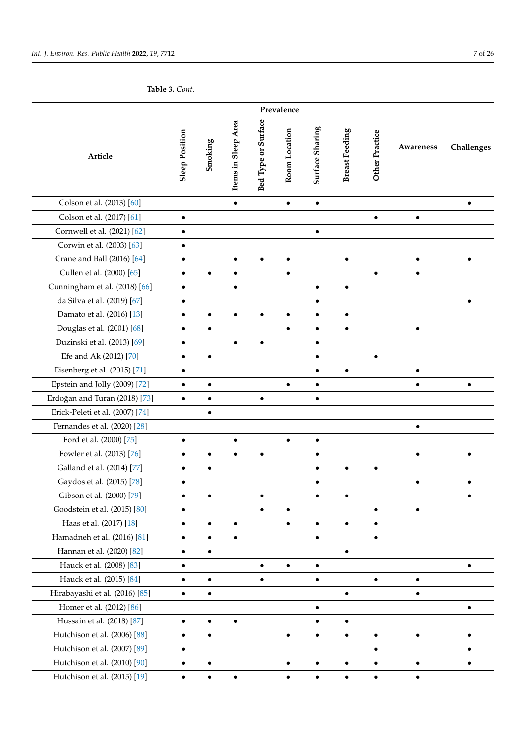**Table 3.** *Cont.*

| Article | Prevalence | | | | | | | | Awareness | Challenges |
|---|---|---|---|---|---|---|---|---|---|---|
| | Sleep Position | Smoking | Items in Sleep Area | Bed Type or Surface | Room Location | Surface Sharing | Breast Feeding | Other Practice | | |
| Colson et al. (2013) [60] | | | • | | • | • | | | | • |
| Colson et al. (2017) [61] | • | | | | | | | • | • | |
| Cornwell et al. (2021) [62] | • | | | | | • | | | | |
| Corwin et al. (2003) [63] | • | | | | | | | | | |
| Crane and Ball (2016) [64] | • | | • | • | • | | • | | • | • |
| Cullen et al. (2000) [65] | • | • | • | | • | | | • | • | |
| Cunningham et al. (2018) [66] | • | | • | | | • | • | | | |
| da Silva et al. (2019) [67] | • | | | | | • | | | | • |
| Damato et al. (2016) [13] | • | • | • | • | • | • | • | | | |
| Douglas et al. (2001) [68] | • | • | | | • | • | • | | • | |
| Duzinski et al. (2013) [69] | • | | • | • | | • | | | | |
| Efe and Ak (2012) [70] | • | • | | | | • | | • | | |
| Eisenberg et al. (2015) [71] | • | | | | | • | • | | • | |
| Epstein and Jolly (2009) [72] | • | • | | | • | • | | | • | • |
| Erdoğan and Turan (2018) [73] | • | • | | • | | • | | | | |
| Erick-Peleti et al. (2007) [74] | | • | | | | | | | | |
| Fernandes et al. (2020) [28] | | | | | | | | | • | |
| Ford et al. (2000) [75] | • | | • | | • | • | | | | |
| Fowler et al. (2013) [76] | • | • | • | • | | • | | | • | • |
| Galland et al. (2014) [77] | • | • | | | | • | • | • | | |
| Gaydos et al. (2015) [78] | • | | | | | • | | | • | • |
| Gibson et al. (2000) [79] | • | • | | • | | • | • | | | • |
| Goodstein et al. (2015) [80] | • | | | • | • | | | • | • | |
| Haas et al. (2017) [18] | • | • | • | | • | • | • | • | | |
| Hamadneh et al. (2016) [81] | • | • | • | | | • | | • | | |
| Hannan et al. (2020) [82] | • | • | | | | | • | | | |
| Hauck et al. (2008) [83] | • | | | • | • | • | | | | • |
| Hauck et al. (2015) [84] | • | • | | • | | • | | • | • | |
| Hirabayashi et al. (2016) [85] | • | • | | | | | • | | • | |
| Homer et al. (2012) [86] | | | | | | • | | | | • |
| Hussain et al. (2018) [87] | • | • | • | | | • | • | | | |
| Hutchison et al. (2006) [88] | • | • | | | • | • | • | • | • | • |
| Hutchison et al. (2007) [89] | • | | | | | | | • | | • |
| Hutchison et al. (2010) [90] | • | • | | | • | • | • | • | • | • |
| Hutchison et al. (2015) [19] | • | • | • | | • | • | • | • | • | |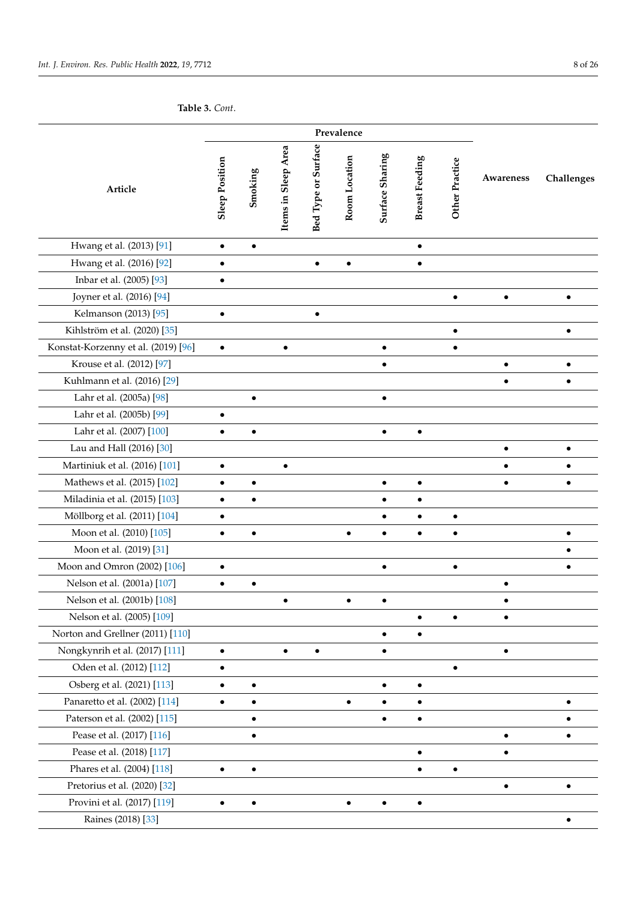**Table 3.** *Cont.*

| Article | Prevalence | | | | | | | | Awareness | Challenges |
|---|---|---|---|---|---|---|---|---|---|---|
| | Sleep Position | Smoking | Items in Sleep Area | Bed Type or Surface | Room Location | Surface Sharing | Breast Feeding | Other Practice | | |
| Hwang et al. (2013) [91] | • | • | | | | | • | | | |
| Hwang et al. (2016) [92] | • | | | • | • | | • | | | |
| Inbar et al. (2005) [93] | • | | | | | | | | | |
| Joyner et al. (2016) [94] | | | | | | | | • | • | • |
| Kelmanson (2013) [95] | • | | | • | | | | | | |
| Kihlström et al. (2020) [35] | | | | | | | | • | | • |
| Konstat-Korzenny et al. (2019) [96] | • | | • | | | • | | • | | |
| Krouse et al. (2012) [97] | | | | | | • | | | • | • |
| Kuhlmann et al. (2016) [29] | | | | | | | | | • | • |
| Lahr et al. (2005a) [98] | | • | | | | • | | | | |
| Lahr et al. (2005b) [99] | • | | | | | | | | | |
| Lahr et al. (2007) [100] | • | • | | | | • | • | | | |
| Lau and Hall (2016) [30] | | | | | | | | | • | • |
| Martiniuk et al. (2016) [101] | • | | • | | | | | | • | • |
| Mathews et al. (2015) [102] | • | • | | | | • | • | | • | • |
| Miladinia et al. (2015) [103] | • | • | | | | • | • | | | |
| Möllborg et al. (2011) [104] | • | | | | | • | • | • | | |
| Moon et al. (2010) [105] | • | • | | | • | • | • | • | | • |
| Moon et al. (2019) [31] | | | | | | | | | | • |
| Moon and Omron (2002) [106] | • | | | | | • | | • | | • |
| Nelson et al. (2001a) [107] | • | • | | | | | | | • | |
| Nelson et al. (2001b) [108] | | | • | | • | • | | | • | |
| Nelson et al. (2005) [109] | | | | | | | • | • | • | |
| Norton and Grellner (2011) [110] | | | | | | • | • | | | |
| Nongkynrih et al. (2017) [111] | • | | • | • | | • | | | • | |
| Oden et al. (2012) [112] | • | | | | | | | • | | |
| Osberg et al. (2021) [113] | • | • | | | | • | • | | | |
| Panaretto et al. (2002) [114] | • | • | | | • | • | • | | | • |
| Paterson et al. (2002) [115] | | • | | | | • | • | | | • |
| Pease et al. (2017) [116] | | • | | | | | | | • | • |
| Pease et al. (2018) [117] | | | | | | | • | | • | |
| Phares et al. (2004) [118] | • | • | | | | | • | • | | |
| Pretorius et al. (2020) [32] | | | | | | | | | • | • |
| Provini et al. (2017) [119] | • | • | | | • | • | • | | | |
| Raines (2018) [33] | | | | | | | | | | • |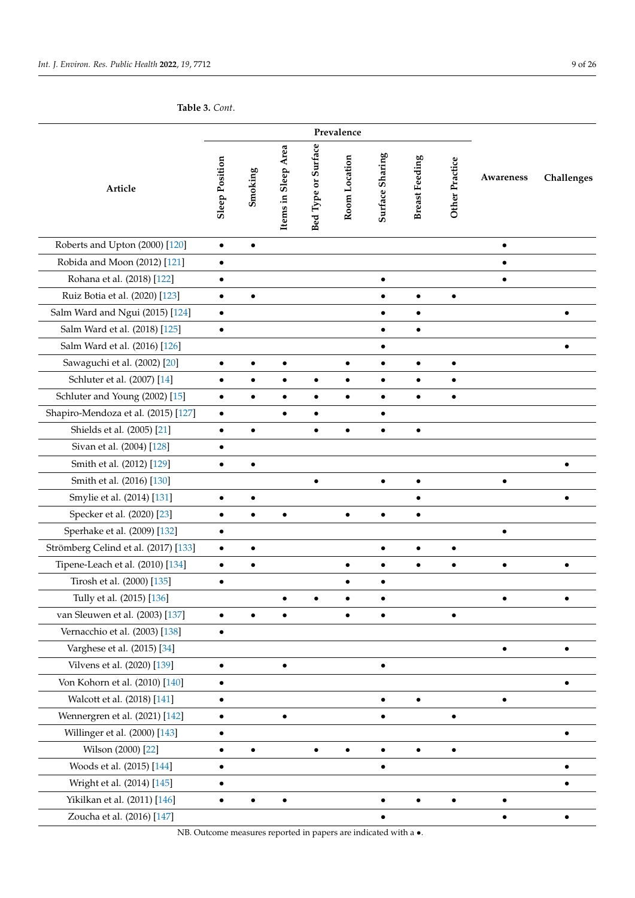**Table 3.** *Cont.*

| Article | Prevalence | | | | | | | | Awareness | Challenges |
|---|---|---|---|---|---|---|---|---|---|---|
| | Sleep Position | Smoking | Items in Sleep Area | Bed Type or Surface | Room Location | Surface Sharing | Breast Feeding | Other Practice | | |
| Roberts and Upton (2000) [120] | • | • | | | | | | | • | |
| Robida and Moon (2012) [121] | • | | | | | | | | • | |
| Rohana et al. (2018) [122] | • | | | | | • | | | • | |
| Ruiz Botia et al. (2020) [123] | • | • | | | | • | • | • | | |
| Salm Ward and Ngui (2015) [124] | • | | | | | • | • | | | • |
| Salm Ward et al. (2018) [125] | • | | | | | • | • | | | |
| Salm Ward et al. (2016) [126] | | | | | | • | | | | • |
| Sawaguchi et al. (2002) [20] | • | • | • | | • | • | • | • | | |
| Schluter et al. (2007) [14] | • | • | • | • | • | • | • | • | | |
| Schluter and Young (2002) [15] | • | • | • | • | • | • | • | • | | |
| Shapiro-Mendoza et al. (2015) [127] | • | | • | • | | • | | | | |
| Shields et al. (2005) [21] | • | • | | • | • | • | • | | | |
| Sivan et al. (2004) [128] | • | | | | | | | | | |
| Smith et al. (2012) [129] | • | • | | | | | | | | • |
| Smith et al. (2016) [130] | | | | • | | • | • | | • | |
| Smylie et al. (2014) [131] | • | • | | | | | • | | | • |
| Specker et al. (2020) [23] | • | • | • | | • | • | • | | | |
| Sperhake et al. (2009) [132] | • | | | | | | | | • | |
| Strömberg Celind et al. (2017) [133] | • | • | | | | • | • | • | | |
| Tipene-Leach et al. (2010) [134] | • | • | | | • | • | • | • | • | • |
| Tirosh et al. (2000) [135] | • | | | | • | • | | | | |
| Tully et al. (2015) [136] | | | • | • | • | • | | | • | • |
| van Sleuwen et al. (2003) [137] | • | • | • | | • | • | | • | | |
| Vernacchio et al. (2003) [138] | • | | | | | | | | | |
| Varghese et al. (2015) [34] | | | | | | | | | • | • |
| Vilvens et al. (2020) [139] | • | | • | | | • | | | | |
| Von Kohorn et al. (2010) [140] | • | | | | | | | | | • |
| Walcott et al. (2018) [141] | • | | | | | • | • | | • | |
| Wennergren et al. (2021) [142] | • | | • | | | • | | • | | |
| Willinger et al. (2000) [143] | • | | | | | | | | | • |
| Wilson (2000) [22] | • | • | | • | • | • | • | • | | |
| Woods et al. (2015) [144] | • | | | | | • | | | | • |
| Wright et al. (2014) [145] | • | | | | | | | | | • |
| Yikilkan et al. (2011) [146] | • | • | • | | | • | • | • | • | |
| Zoucha et al. (2016) [147] | | | | | | • | | | • | • |

NB. Outcome measures reported in papers are indicated with a •.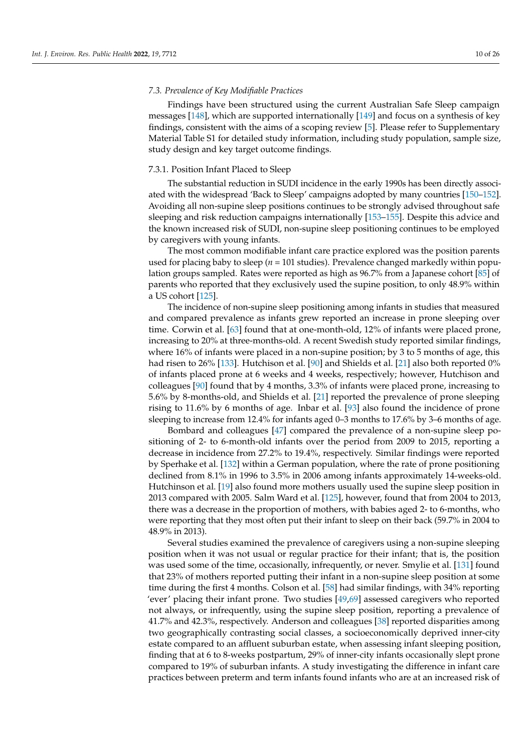### 7.3. Prevalence of Key Modifiable Practices

Findings have been structured using the current Australian Safe Sleep campaign messages [148], which are supported internationally [149] and focus on a synthesis of key findings, consistent with the aims of a scoping review [5]. Please refer to Supplementary Material Table S1 for detailed study information, including study population, sample size, study design and key target outcome findings.

#### 7.3.1. Position Infant Placed to Sleep

The substantial reduction in SUDI incidence in the early 1990s has been directly associated with the widespread 'Back to Sleep' campaigns adopted by many countries [150–152]. Avoiding all non-supine sleep positions continues to be strongly advised throughout safe sleeping and risk reduction campaigns internationally [153–155]. Despite this advice and the known increased risk of SUDI, non-supine sleep positioning continues to be employed by caregivers with young infants.

The most common modifiable infant care practice explored was the position parents used for placing baby to sleep (*n* = 101 studies). Prevalence changed markedly within population groups sampled. Rates were reported as high as 96.7% from a Japanese cohort [85] of parents who reported that they exclusively used the supine position, to only 48.9% within a US cohort [125].

The incidence of non-supine sleep positioning among infants in studies that measured and compared prevalence as infants grew reported an increase in prone sleeping over time. Corwin et al. [63] found that at one-month-old, 12% of infants were placed prone, increasing to 20% at three-months-old. A recent Swedish study reported similar findings, where 16% of infants were placed in a non-supine position; by 3 to 5 months of age, this had risen to 26% [133]. Hutchison et al. [90] and Shields et al. [21] also both reported 0% of infants placed prone at 6 weeks and 4 weeks, respectively; however, Hutchison and colleagues [90] found that by 4 months, 3.3% of infants were placed prone, increasing to 5.6% by 8-months-old, and Shields et al. [21] reported the prevalence of prone sleeping rising to 11.6% by 6 months of age. Inbar et al. [93] also found the incidence of prone sleeping to increase from 12.4% for infants aged 0–3 months to 17.6% by 3–6 months of age.

Bombard and colleagues [47] compared the prevalence of a non-supine sleep positioning of 2- to 6-month-old infants over the period from 2009 to 2015, reporting a decrease in incidence from 27.2% to 19.4%, respectively. Similar findings were reported by Sperhake et al. [132] within a German population, where the rate of prone positioning declined from 8.1% in 1996 to 3.5% in 2006 among infants approximately 14-weeks-old. Hutchinson et al. [19] also found more mothers usually used the supine sleep position in 2013 compared with 2005. Salm Ward et al. [125], however, found that from 2004 to 2013, there was a decrease in the proportion of mothers, with babies aged 2- to 6-months, who were reporting that they most often put their infant to sleep on their back (59.7% in 2004 to 48.9% in 2013).

Several studies examined the prevalence of caregivers using a non-supine sleeping position when it was not usual or regular practice for their infant; that is, the position was used some of the time, occasionally, infrequently, or never. Smylie et al. [131] found that 23% of mothers reported putting their infant in a non-supine sleep position at some time during the first 4 months. Colson et al. [58] had similar findings, with 34% reporting 'ever' placing their infant prone. Two studies [49,69] assessed caregivers who reported not always, or infrequently, using the supine sleep position, reporting a prevalence of 41.7% and 42.3%, respectively. Anderson and colleagues [38] reported disparities among two geographically contrasting social classes, a socioeconomically deprived inner-city estate compared to an affluent suburban estate, when assessing infant sleeping position, finding that at 6 to 8-weeks postpartum, 29% of inner-city infants occasionally slept prone compared to 19% of suburban infants. A study investigating the difference in infant care practices between preterm and term infants found infants who are at an increased risk of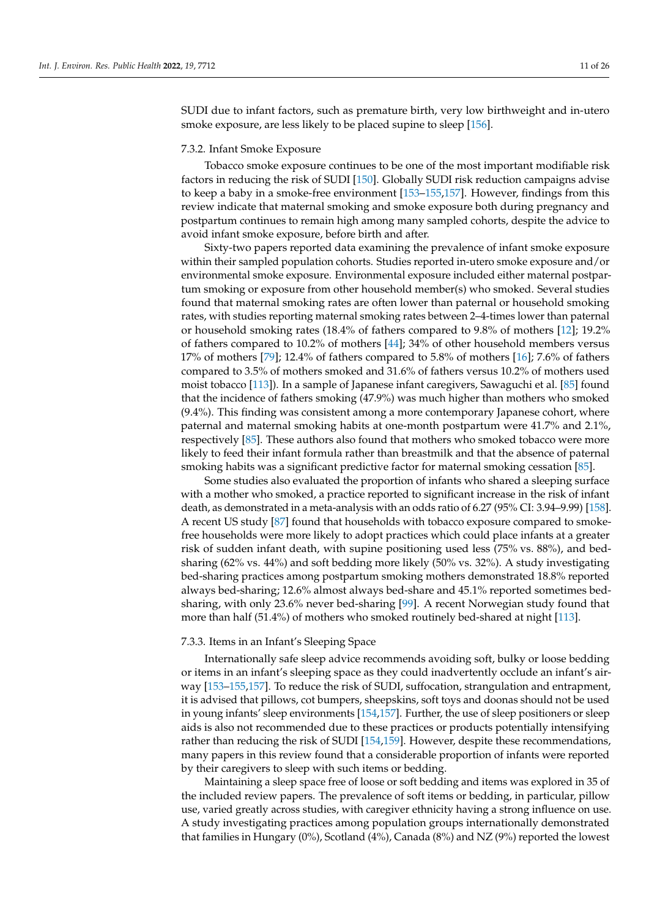SUDI due to infant factors, such as premature birth, very low birthweight and in-utero smoke exposure, are less likely to be placed supine to sleep [156].

#### 7.3.2. Infant Smoke Exposure

Tobacco smoke exposure continues to be one of the most important modifiable risk factors in reducing the risk of SUDI [150]. Globally SUDI risk reduction campaigns advise to keep a baby in a smoke-free environment [153–155,157]. However, findings from this review indicate that maternal smoking and smoke exposure both during pregnancy and postpartum continues to remain high among many sampled cohorts, despite the advice to avoid infant smoke exposure, before birth and after.

Sixty-two papers reported data examining the prevalence of infant smoke exposure within their sampled population cohorts. Studies reported in-utero smoke exposure and/or environmental smoke exposure. Environmental exposure included either maternal postpartum smoking or exposure from other household member(s) who smoked. Several studies found that maternal smoking rates are often lower than paternal or household smoking rates, with studies reporting maternal smoking rates between 2–4-times lower than paternal or household smoking rates (18.4% of fathers compared to 9.8% of mothers [12]; 19.2% of fathers compared to 10.2% of mothers [44]; 34% of other household members versus 17% of mothers [79]; 12.4% of fathers compared to 5.8% of mothers [16]; 7.6% of fathers compared to 3.5% of mothers smoked and 31.6% of fathers versus 10.2% of mothers used moist tobacco [113]). In a sample of Japanese infant caregivers, Sawaguchi et al. [85] found that the incidence of fathers smoking (47.9%) was much higher than mothers who smoked (9.4%). This finding was consistent among a more contemporary Japanese cohort, where paternal and maternal smoking habits at one-month postpartum were 41.7% and 2.1%, respectively [85]. These authors also found that mothers who smoked tobacco were more likely to feed their infant formula rather than breastmilk and that the absence of paternal smoking habits was a significant predictive factor for maternal smoking cessation [85].

Some studies also evaluated the proportion of infants who shared a sleeping surface with a mother who smoked, a practice reported to significant increase in the risk of infant death, as demonstrated in a meta-analysis with an odds ratio of 6.27 (95% CI: 3.94–9.99) [158]. A recent US study [87] found that households with tobacco exposure compared to smoke-free households were more likely to adopt practices which could place infants at a greater risk of sudden infant death, with supine positioning used less (75% vs. 88%), and bed-sharing (62% vs. 44%) and soft bedding more likely (50% vs. 32%). A study investigating bed-sharing practices among postpartum smoking mothers demonstrated 18.8% reported always bed-sharing; 12.6% almost always bed-share and 45.1% reported sometimes bed-sharing, with only 23.6% never bed-sharing [99]. A recent Norwegian study found that more than half (51.4%) of mothers who smoked routinely bed-shared at night [113].

#### 7.3.3. Items in an Infant's Sleeping Space

Internationally safe sleep advice recommends avoiding soft, bulky or loose bedding or items in an infant's sleeping space as they could inadvertently occlude an infant's airway [153–155,157]. To reduce the risk of SUDI, suffocation, strangulation and entrapment, it is advised that pillows, cot bumpers, sheepskins, soft toys and doonas should not be used in young infants' sleep environments [154,157]. Further, the use of sleep positioners or sleep aids is also not recommended due to these practices or products potentially intensifying rather than reducing the risk of SUDI [154,159]. However, despite these recommendations, many papers in this review found that a considerable proportion of infants were reported by their caregivers to sleep with such items or bedding.

Maintaining a sleep space free of loose or soft bedding and items was explored in 35 of the included review papers. The prevalence of soft items or bedding, in particular, pillow use, varied greatly across studies, with caregiver ethnicity having a strong influence on use. A study investigating practices among population groups internationally demonstrated that families in Hungary (0%), Scotland (4%), Canada (8%) and NZ (9%) reported the lowest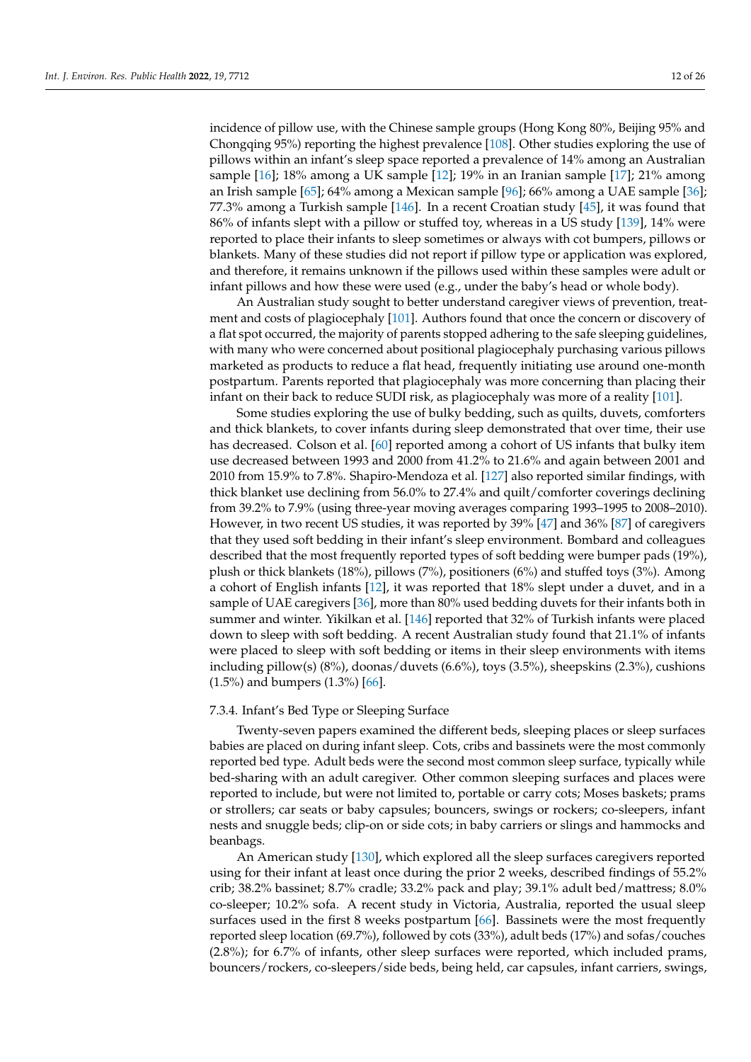incidence of pillow use, with the Chinese sample groups (Hong Kong 80%, Beijing 95% and Chongqing 95%) reporting the highest prevalence [108]. Other studies exploring the use of pillows within an infant's sleep space reported a prevalence of 14% among an Australian sample [16]; 18% among a UK sample [12]; 19% in an Iranian sample [17]; 21% among an Irish sample [65]; 64% among a Mexican sample [96]; 66% among a UAE sample [36]; 77.3% among a Turkish sample [146]. In a recent Croatian study [45], it was found that 86% of infants slept with a pillow or stuffed toy, whereas in a US study [139], 14% were reported to place their infants to sleep sometimes or always with cot bumpers, pillows or blankets. Many of these studies did not report if pillow type or application was explored, and therefore, it remains unknown if the pillows used within these samples were adult or infant pillows and how these were used (e.g., under the baby's head or whole body).

An Australian study sought to better understand caregiver views of prevention, treatment and costs of plagiocephaly [101]. Authors found that once the concern or discovery of a flat spot occurred, the majority of parents stopped adhering to the safe sleeping guidelines, with many who were concerned about positional plagiocephaly purchasing various pillows marketed as products to reduce a flat head, frequently initiating use around one-month postpartum. Parents reported that plagiocephaly was more concerning than placing their infant on their back to reduce SUDI risk, as plagiocephaly was more of a reality [101].

Some studies exploring the use of bulky bedding, such as quilts, duvets, comforters and thick blankets, to cover infants during sleep demonstrated that over time, their use has decreased. Colson et al. [60] reported among a cohort of US infants that bulky item use decreased between 1993 and 2000 from 41.2% to 21.6% and again between 2001 and 2010 from 15.9% to 7.8%. Shapiro-Mendoza et al. [127] also reported similar findings, with thick blanket use declining from 56.0% to 27.4% and quilt/comforter coverings declining from 39.2% to 7.9% (using three-year moving averages comparing 1993–1995 to 2008–2010). However, in two recent US studies, it was reported by 39% [47] and 36% [87] of caregivers that they used soft bedding in their infant's sleep environment. Bombard and colleagues described that the most frequently reported types of soft bedding were bumper pads (19%), plush or thick blankets (18%), pillows (7%), positioners (6%) and stuffed toys (3%). Among a cohort of English infants [12], it was reported that 18% slept under a duvet, and in a sample of UAE caregivers [36], more than 80% used bedding duvets for their infants both in summer and winter. Yikilkan et al. [146] reported that 32% of Turkish infants were placed down to sleep with soft bedding. A recent Australian study found that 21.1% of infants were placed to sleep with soft bedding or items in their sleep environments with items including pillow(s) (8%), doonas/duvets (6.6%), toys (3.5%), sheepskins (2.3%), cushions (1.5%) and bumpers (1.3%) [66].

#### 7.3.4. Infant's Bed Type or Sleeping Surface

Twenty-seven papers examined the different beds, sleeping places or sleep surfaces babies are placed on during infant sleep. Cots, cribs and bassinets were the most commonly reported bed type. Adult beds were the second most common sleep surface, typically while bed-sharing with an adult caregiver. Other common sleeping surfaces and places were reported to include, but were not limited to, portable or carry cots; Moses baskets; prams or strollers; car seats or baby capsules; bouncers, swings or rockers; co-sleepers, infant nests and snuggle beds; clip-on or side cots; in baby carriers or slings and hammocks and beanbags.

An American study [130], which explored all the sleep surfaces caregivers reported using for their infant at least once during the prior 2 weeks, described findings of 55.2% crib; 38.2% bassinet; 8.7% cradle; 33.2% pack and play; 39.1% adult bed/mattress; 8.0% co-sleeper; 10.2% sofa. A recent study in Victoria, Australia, reported the usual sleep surfaces used in the first 8 weeks postpartum [66]. Bassinets were the most frequently reported sleep location (69.7%), followed by cots (33%), adult beds (17%) and sofas/couches (2.8%); for 6.7% of infants, other sleep surfaces were reported, which included prams, bouncers/rockers, co-sleepers/side beds, being held, car capsules, infant carriers, swings,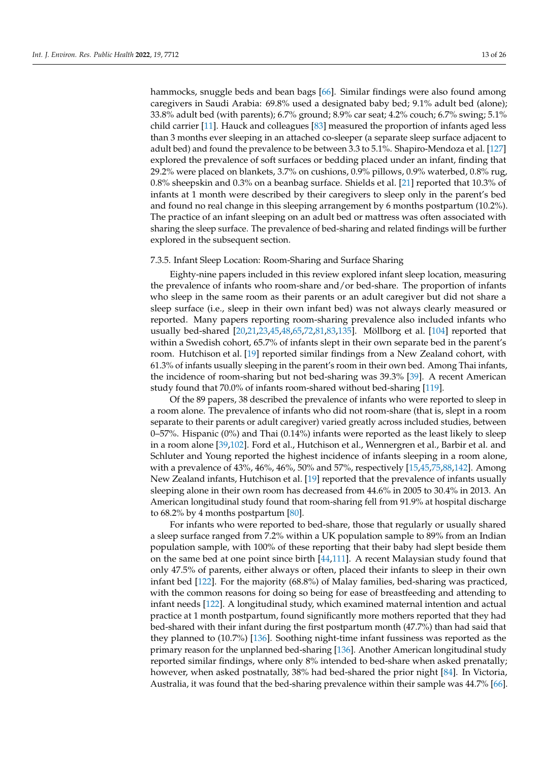hammocks, snuggle beds and bean bags [66]. Similar findings were also found among caregivers in Saudi Arabia: 69.8% used a designated baby bed; 9.1% adult bed (alone); 33.8% adult bed (with parents); 6.7% ground; 8.9% car seat; 4.2% couch; 6.7% swing; 5.1% child carrier [11]. Hauck and colleagues [83] measured the proportion of infants aged less than 3 months ever sleeping in an attached co-sleeper (a separate sleep surface adjacent to adult bed) and found the prevalence to be between 3.3 to 5.1%. Shapiro-Mendoza et al. [127] explored the prevalence of soft surfaces or bedding placed under an infant, finding that 29.2% were placed on blankets, 3.7% on cushions, 0.9% pillows, 0.9% waterbed, 0.8% rug, 0.8% sheepskin and 0.3% on a beanbag surface. Shields et al. [21] reported that 10.3% of infants at 1 month were described by their caregivers to sleep only in the parent's bed and found no real change in this sleeping arrangement by 6 months postpartum (10.2%). The practice of an infant sleeping on an adult bed or mattress was often associated with sharing the sleep surface. The prevalence of bed-sharing and related findings will be further explored in the subsequent section.

#### 7.3.5. Infant Sleep Location: Room-Sharing and Surface Sharing

Eighty-nine papers included in this review explored infant sleep location, measuring the prevalence of infants who room-share and/or bed-share. The proportion of infants who sleep in the same room as their parents or an adult caregiver but did not share a sleep surface (i.e., sleep in their own infant bed) was not always clearly measured or reported. Many papers reporting room-sharing prevalence also included infants who usually bed-shared [20,21,23,45,48,65,72,81,83,135]. Möllborg et al. [104] reported that within a Swedish cohort, 65.7% of infants slept in their own separate bed in the parent's room. Hutchison et al. [19] reported similar findings from a New Zealand cohort, with 61.3% of infants usually sleeping in the parent's room in their own bed. Among Thai infants, the incidence of room-sharing but not bed-sharing was 39.3% [39]. A recent American study found that 70.0% of infants room-shared without bed-sharing [119].

Of the 89 papers, 38 described the prevalence of infants who were reported to sleep in a room alone. The prevalence of infants who did not room-share (that is, slept in a room separate to their parents or adult caregiver) varied greatly across included studies, between 0–57%. Hispanic (0%) and Thai (0.14%) infants were reported as the least likely to sleep in a room alone [39,102]. Ford et al., Hutchison et al., Wennergren et al., Barbir et al. and Schluter and Young reported the highest incidence of infants sleeping in a room alone, with a prevalence of 43%, 46%, 46%, 50% and 57%, respectively [15,45,75,88,142]. Among New Zealand infants, Hutchison et al. [19] reported that the prevalence of infants usually sleeping alone in their own room has decreased from 44.6% in 2005 to 30.4% in 2013. An American longitudinal study found that room-sharing fell from 91.9% at hospital discharge to 68.2% by 4 months postpartum [80].

For infants who were reported to bed-share, those that regularly or usually shared a sleep surface ranged from 7.2% within a UK population sample to 89% from an Indian population sample, with 100% of these reporting that their baby had slept beside them on the same bed at one point since birth [44,111]. A recent Malaysian study found that only 47.5% of parents, either always or often, placed their infants to sleep in their own infant bed [122]. For the majority (68.8%) of Malay families, bed-sharing was practiced, with the common reasons for doing so being for ease of breastfeeding and attending to infant needs [122]. A longitudinal study, which examined maternal intention and actual practice at 1 month postpartum, found significantly more mothers reported that they had bed-shared with their infant during the first postpartum month (47.7%) than had said that they planned to (10.7%) [136]. Soothing night-time infant fussiness was reported as the primary reason for the unplanned bed-sharing [136]. Another American longitudinal study reported similar findings, where only 8% intended to bed-share when asked prenatally; however, when asked postnatally, 38% had bed-shared the prior night [84]. In Victoria, Australia, it was found that the bed-sharing prevalence within their sample was 44.7% [66].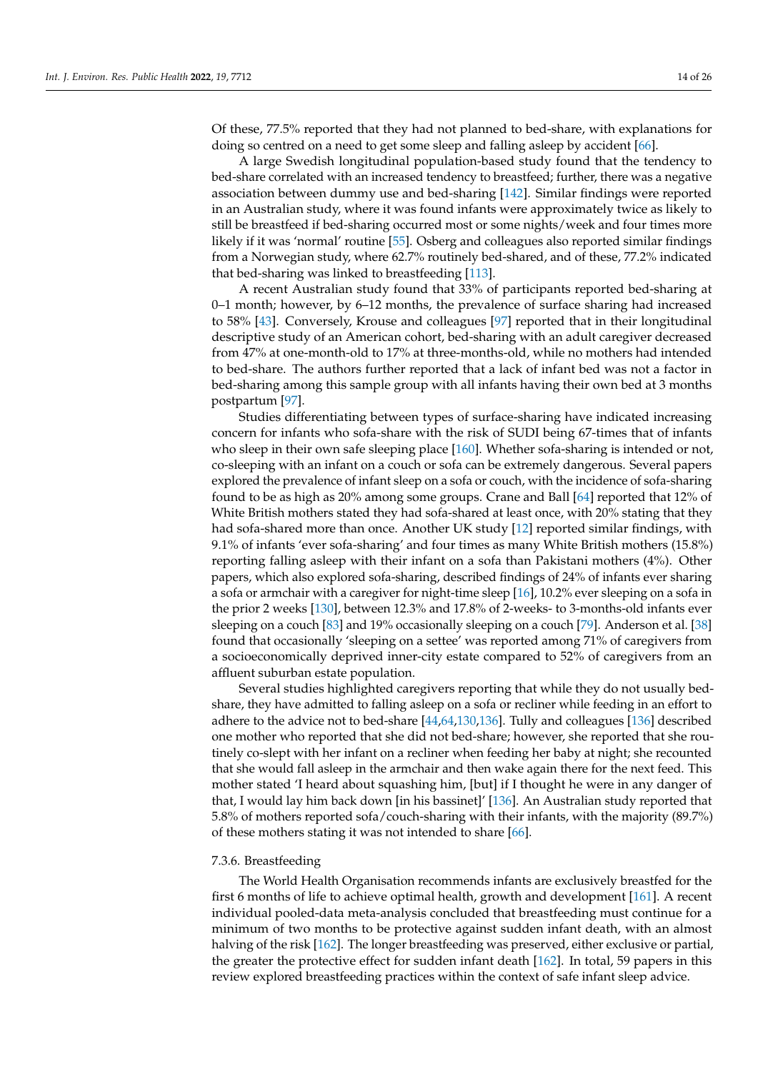Of these, 77.5% reported that they had not planned to bed-share, with explanations for doing so centred on a need to get some sleep and falling asleep by accident [66].

A large Swedish longitudinal population-based study found that the tendency to bed-share correlated with an increased tendency to breastfeed; further, there was a negative association between dummy use and bed-sharing [142]. Similar findings were reported in an Australian study, where it was found infants were approximately twice as likely to still be breastfeed if bed-sharing occurred most or some nights/week and four times more likely if it was 'normal' routine [55]. Osberg and colleagues also reported similar findings from a Norwegian study, where 62.7% routinely bed-shared, and of these, 77.2% indicated that bed-sharing was linked to breastfeeding [113].

A recent Australian study found that 33% of participants reported bed-sharing at 0–1 month; however, by 6–12 months, the prevalence of surface sharing had increased to 58% [43]. Conversely, Krouse and colleagues [97] reported that in their longitudinal descriptive study of an American cohort, bed-sharing with an adult caregiver decreased from 47% at one-month-old to 17% at three-months-old, while no mothers had intended to bed-share. The authors further reported that a lack of infant bed was not a factor in bed-sharing among this sample group with all infants having their own bed at 3 months postpartum [97].

Studies differentiating between types of surface-sharing have indicated increasing concern for infants who sofa-share with the risk of SUDI being 67-times that of infants who sleep in their own safe sleeping place [160]. Whether sofa-sharing is intended or not, co-sleeping with an infant on a couch or sofa can be extremely dangerous. Several papers explored the prevalence of infant sleep on a sofa or couch, with the incidence of sofa-sharing found to be as high as 20% among some groups. Crane and Ball [64] reported that 12% of White British mothers stated they had sofa-shared at least once, with 20% stating that they had sofa-shared more than once. Another UK study [12] reported similar findings, with 9.1% of infants 'ever sofa-sharing' and four times as many White British mothers (15.8%) reporting falling asleep with their infant on a sofa than Pakistani mothers (4%). Other papers, which also explored sofa-sharing, described findings of 24% of infants ever sharing a sofa or armchair with a caregiver for night-time sleep [16], 10.2% ever sleeping on a sofa in the prior 2 weeks [130], between 12.3% and 17.8% of 2-weeks- to 3-months-old infants ever sleeping on a couch [83] and 19% occasionally sleeping on a couch [79]. Anderson et al. [38] found that occasionally 'sleeping on a settee' was reported among 71% of caregivers from a socioeconomically deprived inner-city estate compared to 52% of caregivers from an affluent suburban estate population.

Several studies highlighted caregivers reporting that while they do not usually bed-share, they have admitted to falling asleep on a sofa or recliner while feeding in an effort to adhere to the advice not to bed-share [44,64,130,136]. Tully and colleagues [136] described one mother who reported that she did not bed-share; however, she reported that she routinely co-slept with her infant on a recliner when feeding her baby at night; she recounted that she would fall asleep in the armchair and then wake again there for the next feed. This mother stated 'I heard about squashing him, [but] if I thought he were in any danger of that, I would lay him back down [in his bassinet]' [136]. An Australian study reported that 5.8% of mothers reported sofa/couch-sharing with their infants, with the majority (89.7%) of these mothers stating it was not intended to share [66].

#### 7.3.6. Breastfeeding

The World Health Organisation recommends infants are exclusively breastfed for the first 6 months of life to achieve optimal health, growth and development [161]. A recent individual pooled-data meta-analysis concluded that breastfeeding must continue for a minimum of two months to be protective against sudden infant death, with an almost halving of the risk [162]. The longer breastfeeding was preserved, either exclusive or partial, the greater the protective effect for sudden infant death [162]. In total, 59 papers in this review explored breastfeeding practices within the context of safe infant sleep advice.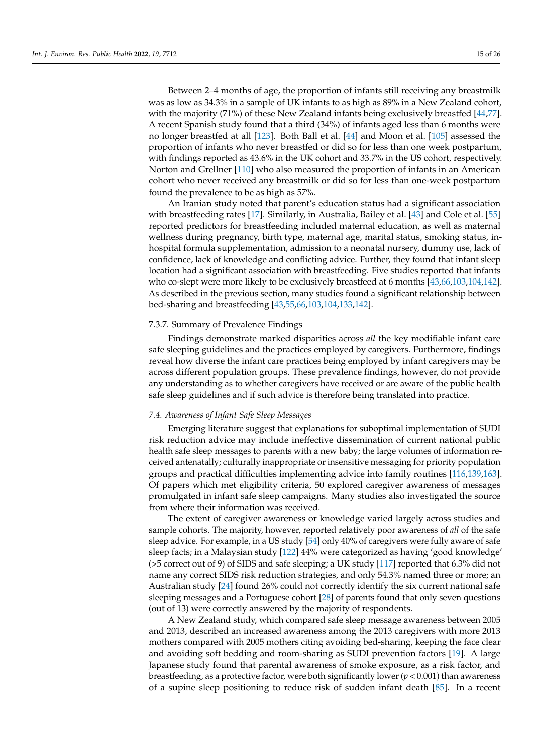Between 2–4 months of age, the proportion of infants still receiving any breastmilk was as low as 34.3% in a sample of UK infants to as high as 89% in a New Zealand cohort, with the majority (71%) of these New Zealand infants being exclusively breastfed [44,77]. A recent Spanish study found that a third (34%) of infants aged less than 6 months were no longer breastfed at all [123]. Both Ball et al. [44] and Moon et al. [105] assessed the proportion of infants who never breastfed or did so for less than one week postpartum, with findings reported as 43.6% in the UK cohort and 33.7% in the US cohort, respectively. Norton and Grellner [110] who also measured the proportion of infants in an American cohort who never received any breastmilk or did so for less than one-week postpartum found the prevalence to be as high as 57%.

An Iranian study noted that parent's education status had a significant association with breastfeeding rates [17]. Similarly, in Australia, Bailey et al. [43] and Cole et al. [55] reported predictors for breastfeeding included maternal education, as well as maternal wellness during pregnancy, birth type, maternal age, marital status, smoking status, in-hospital formula supplementation, admission to a neonatal nursery, dummy use, lack of confidence, lack of knowledge and conflicting advice. Further, they found that infant sleep location had a significant association with breastfeeding. Five studies reported that infants who co-slept were more likely to be exclusively breastfeed at 6 months [43,66,103,104,142]. As described in the previous section, many studies found a significant relationship between bed-sharing and breastfeeding [43,55,66,103,104,133,142].

#### 7.3.7. Summary of Prevalence Findings

Findings demonstrate marked disparities across *all* the key modifiable infant care safe sleeping guidelines and the practices employed by caregivers. Furthermore, findings reveal how diverse the infant care practices being employed by infant caregivers may be across different population groups. These prevalence findings, however, do not provide any understanding as to whether caregivers have received or are aware of the public health safe sleep guidelines and if such advice is therefore being translated into practice.

### *7.4. Awareness of Infant Safe Sleep Messages*

Emerging literature suggest that explanations for suboptimal implementation of SUDI risk reduction advice may include ineffective dissemination of current national public health safe sleep messages to parents with a new baby; the large volumes of information received antenatally; culturally inappropriate or insensitive messaging for priority population groups and practical difficulties implementing advice into family routines [116,139,163]. Of papers which met eligibility criteria, 50 explored caregiver awareness of messages promulgated in infant safe sleep campaigns. Many studies also investigated the source from where their information was received.

The extent of caregiver awareness or knowledge varied largely across studies and sample cohorts. The majority, however, reported relatively poor awareness of *all* of the safe sleep advice. For example, in a US study [54] only 40% of caregivers were fully aware of safe sleep facts; in a Malaysian study [122] 44% were categorized as having 'good knowledge' (>5 correct out of 9) of SIDS and safe sleeping; a UK study [117] reported that 6.3% did not name any correct SIDS risk reduction strategies, and only 54.3% named three or more; an Australian study [24] found 26% could not correctly identify the six current national safe sleeping messages and a Portuguese cohort [28] of parents found that only seven questions (out of 13) were correctly answered by the majority of respondents.

A New Zealand study, which compared safe sleep message awareness between 2005 and 2013, described an increased awareness among the 2013 caregivers with more 2013 mothers compared with 2005 mothers citing avoiding bed-sharing, keeping the face clear and avoiding soft bedding and room-sharing as SUDI prevention factors [19]. A large Japanese study found that parental awareness of smoke exposure, as a risk factor, and breastfeeding, as a protective factor, were both significantly lower ($p < 0.001$) than awareness of a supine sleep positioning to reduce risk of sudden infant death [85]. In a recent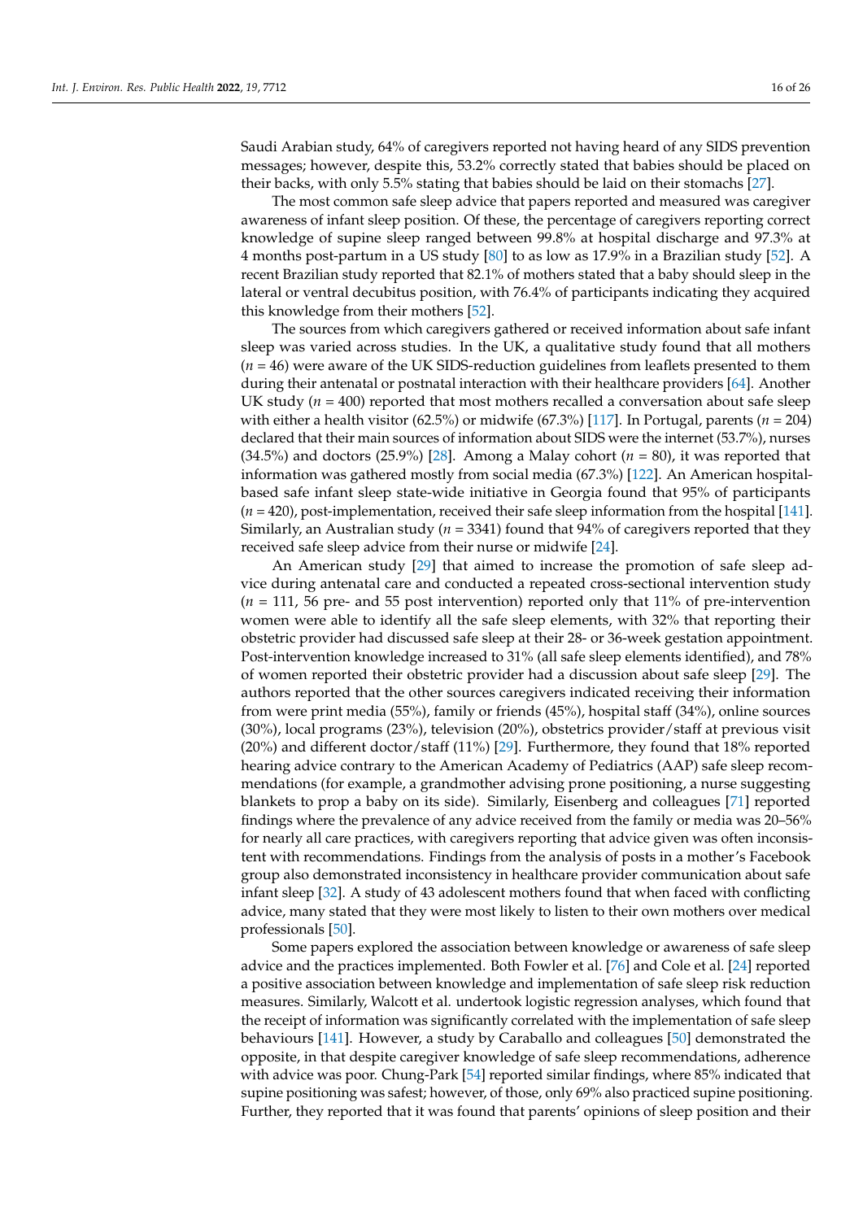Saudi Arabian study, 64% of caregivers reported not having heard of any SIDS prevention messages; however, despite this, 53.2% correctly stated that babies should be placed on their backs, with only 5.5% stating that babies should be laid on their stomachs [27].

The most common safe sleep advice that papers reported and measured was caregiver awareness of infant sleep position. Of these, the percentage of caregivers reporting correct knowledge of supine sleep ranged between 99.8% at hospital discharge and 97.3% at 4 months post-partum in a US study [80] to as low as 17.9% in a Brazilian study [52]. A recent Brazilian study reported that 82.1% of mothers stated that a baby should sleep in the lateral or ventral decubitus position, with 76.4% of participants indicating they acquired this knowledge from their mothers [52].

The sources from which caregivers gathered or received information about safe infant sleep was varied across studies. In the UK, a qualitative study found that all mothers (*n* = 46) were aware of the UK SIDS-reduction guidelines from leaflets presented to them during their antenatal or postnatal interaction with their healthcare providers [64]. Another UK study (*n* = 400) reported that most mothers recalled a conversation about safe sleep with either a health visitor (62.5%) or midwife (67.3%) [117]. In Portugal, parents (*n* = 204) declared that their main sources of information about SIDS were the internet (53.7%), nurses (34.5%) and doctors (25.9%) [28]. Among a Malay cohort (*n* = 80), it was reported that information was gathered mostly from social media (67.3%) [122]. An American hospital-based safe infant sleep state-wide initiative in Georgia found that 95% of participants (*n* = 420), post-implementation, received their safe sleep information from the hospital [141]. Similarly, an Australian study (*n* = 3341) found that 94% of caregivers reported that they received safe sleep advice from their nurse or midwife [24].

An American study [29] that aimed to increase the promotion of safe sleep advice during antenatal care and conducted a repeated cross-sectional intervention study (*n* = 111, 56 pre- and 55 post intervention) reported only that 11% of pre-intervention women were able to identify all the safe sleep elements, with 32% that reporting their obstetric provider had discussed safe sleep at their 28- or 36-week gestation appointment. Post-intervention knowledge increased to 31% (all safe sleep elements identified), and 78% of women reported their obstetric provider had a discussion about safe sleep [29]. The authors reported that the other sources caregivers indicated receiving their information from were print media (55%), family or friends (45%), hospital staff (34%), online sources (30%), local programs (23%), television (20%), obstetrics provider/staff at previous visit (20%) and different doctor/staff (11%) [29]. Furthermore, they found that 18% reported hearing advice contrary to the American Academy of Pediatrics (AAP) safe sleep recommendations (for example, a grandmother advising prone positioning, a nurse suggesting blankets to prop a baby on its side). Similarly, Eisenberg and colleagues [71] reported findings where the prevalence of any advice received from the family or media was 20–56% for nearly all care practices, with caregivers reporting that advice given was often inconsistent with recommendations. Findings from the analysis of posts in a mother's Facebook group also demonstrated inconsistency in healthcare provider communication about safe infant sleep [32]. A study of 43 adolescent mothers found that when faced with conflicting advice, many stated that they were most likely to listen to their own mothers over medical professionals [50].

Some papers explored the association between knowledge or awareness of safe sleep advice and the practices implemented. Both Fowler et al. [76] and Cole et al. [24] reported a positive association between knowledge and implementation of safe sleep risk reduction measures. Similarly, Walcott et al. undertook logistic regression analyses, which found that the receipt of information was significantly correlated with the implementation of safe sleep behaviours [141]. However, a study by Caraballo and colleagues [50] demonstrated the opposite, in that despite caregiver knowledge of safe sleep recommendations, adherence with advice was poor. Chung-Park [54] reported similar findings, where 85% indicated that supine positioning was safest; however, of those, only 69% also practiced supine positioning. Further, they reported that it was found that parents' opinions of sleep position and their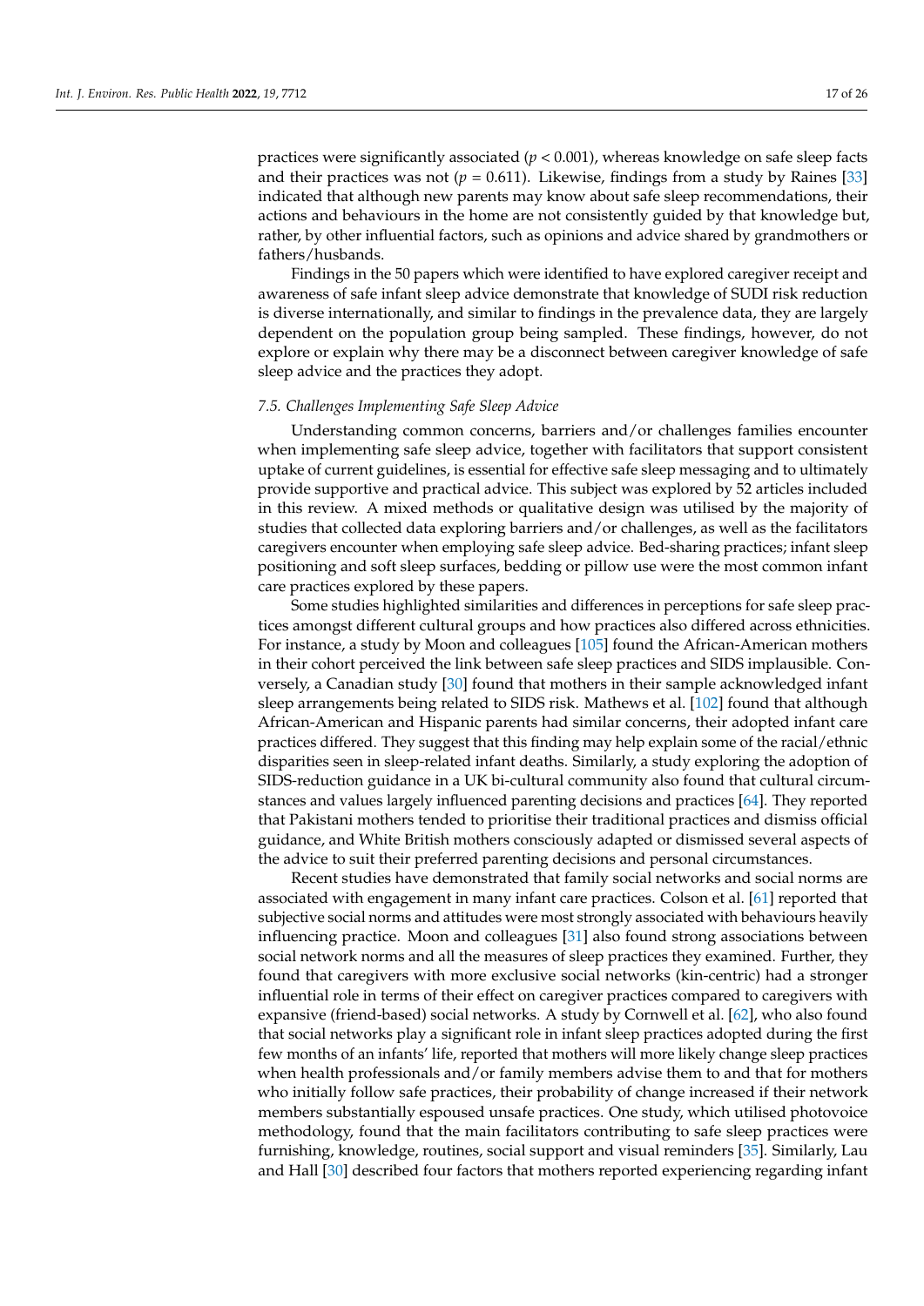practices were significantly associated ($p < 0.001$), whereas knowledge on safe sleep facts and their practices was not ($p = 0.611$). Likewise, findings from a study by Raines [33] indicated that although new parents may know about safe sleep recommendations, their actions and behaviours in the home are not consistently guided by that knowledge but, rather, by other influential factors, such as opinions and advice shared by grandmothers or fathers/husbands.

Findings in the 50 papers which were identified to have explored caregiver receipt and awareness of safe infant sleep advice demonstrate that knowledge of SUDI risk reduction is diverse internationally, and similar to findings in the prevalence data, they are largely dependent on the population group being sampled. These findings, however, do not explore or explain why there may be a disconnect between caregiver knowledge of safe sleep advice and the practices they adopt.

### *7.5. Challenges Implementing Safe Sleep Advice*

Understanding common concerns, barriers and/or challenges families encounter when implementing safe sleep advice, together with facilitators that support consistent uptake of current guidelines, is essential for effective safe sleep messaging and to ultimately provide supportive and practical advice. This subject was explored by 52 articles included in this review. A mixed methods or qualitative design was utilised by the majority of studies that collected data exploring barriers and/or challenges, as well as the facilitators caregivers encounter when employing safe sleep advice. Bed-sharing practices; infant sleep positioning and soft sleep surfaces, bedding or pillow use were the most common infant care practices explored by these papers.

Some studies highlighted similarities and differences in perceptions for safe sleep practices amongst different cultural groups and how practices also differed across ethnicities. For instance, a study by Moon and colleagues [105] found the African-American mothers in their cohort perceived the link between safe sleep practices and SIDS implausible. Conversely, a Canadian study [30] found that mothers in their sample acknowledged infant sleep arrangements being related to SIDS risk. Mathews et al. [102] found that although African-American and Hispanic parents had similar concerns, their adopted infant care practices differed. They suggest that this finding may help explain some of the racial/ethnic disparities seen in sleep-related infant deaths. Similarly, a study exploring the adoption of SIDS-reduction guidance in a UK bi-cultural community also found that cultural circumstances and values largely influenced parenting decisions and practices [64]. They reported that Pakistani mothers tended to prioritise their traditional practices and dismiss official guidance, and White British mothers consciously adapted or dismissed several aspects of the advice to suit their preferred parenting decisions and personal circumstances.

Recent studies have demonstrated that family social networks and social norms are associated with engagement in many infant care practices. Colson et al. [61] reported that subjective social norms and attitudes were most strongly associated with behaviours heavily influencing practice. Moon and colleagues [31] also found strong associations between social network norms and all the measures of sleep practices they examined. Further, they found that caregivers with more exclusive social networks (kin-centric) had a stronger influential role in terms of their effect on caregiver practices compared to caregivers with expansive (friend-based) social networks. A study by Cornwell et al. [62], who also found that social networks play a significant role in infant sleep practices adopted during the first few months of an infants' life, reported that mothers will more likely change sleep practices when health professionals and/or family members advise them to and that for mothers who initially follow safe practices, their probability of change increased if their network members substantially espoused unsafe practices. One study, which utilised photovoice methodology, found that the main facilitators contributing to safe sleep practices were furnishing, knowledge, routines, social support and visual reminders [35]. Similarly, Lau and Hall [30] described four factors that mothers reported experiencing regarding infant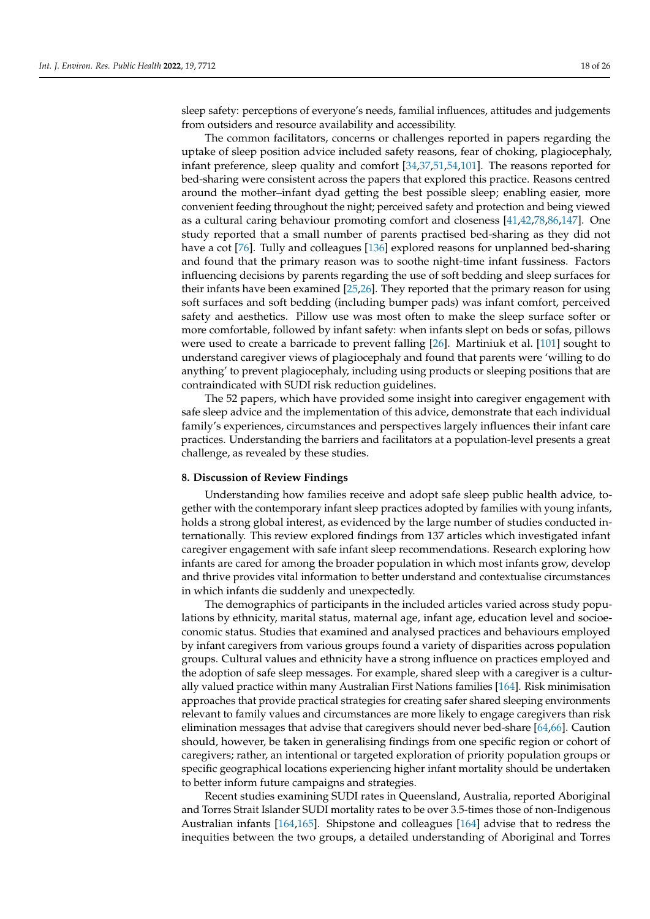sleep safety: perceptions of everyone's needs, familial influences, attitudes and judgements from outsiders and resource availability and accessibility.

The common facilitators, concerns or challenges reported in papers regarding the uptake of sleep position advice included safety reasons, fear of choking, plagiocephaly, infant preference, sleep quality and comfort [34,37,51,54,101]. The reasons reported for bed-sharing were consistent across the papers that explored this practice. Reasons centred around the mother–infant dyad getting the best possible sleep; enabling easier, more convenient feeding throughout the night; perceived safety and protection and being viewed as a cultural caring behaviour promoting comfort and closeness [41,42,78,86,147]. One study reported that a small number of parents practised bed-sharing as they did not have a cot [76]. Tully and colleagues [136] explored reasons for unplanned bed-sharing and found that the primary reason was to soothe night-time infant fussiness. Factors influencing decisions by parents regarding the use of soft bedding and sleep surfaces for their infants have been examined [25,26]. They reported that the primary reason for using soft surfaces and soft bedding (including bumper pads) was infant comfort, perceived safety and aesthetics. Pillow use was most often to make the sleep surface softer or more comfortable, followed by infant safety: when infants slept on beds or sofas, pillows were used to create a barricade to prevent falling [26]. Martiniuk et al. [101] sought to understand caregiver views of plagiocephaly and found that parents were 'willing to do anything' to prevent plagiocephaly, including using products or sleeping positions that are contraindicated with SUDI risk reduction guidelines.

The 52 papers, which have provided some insight into caregiver engagement with safe sleep advice and the implementation of this advice, demonstrate that each individual family's experiences, circumstances and perspectives largely influences their infant care practices. Understanding the barriers and facilitators at a population-level presents a great challenge, as revealed by these studies.

## 8. Discussion of Review Findings

Understanding how families receive and adopt safe sleep public health advice, together with the contemporary infant sleep practices adopted by families with young infants, holds a strong global interest, as evidenced by the large number of studies conducted internationally. This review explored findings from 137 articles which investigated infant caregiver engagement with safe infant sleep recommendations. Research exploring how infants are cared for among the broader population in which most infants grow, develop and thrive provides vital information to better understand and contextualise circumstances in which infants die suddenly and unexpectedly.

The demographics of participants in the included articles varied across study populations by ethnicity, marital status, maternal age, infant age, education level and socioeconomic status. Studies that examined and analysed practices and behaviours employed by infant caregivers from various groups found a variety of disparities across population groups. Cultural values and ethnicity have a strong influence on practices employed and the adoption of safe sleep messages. For example, shared sleep with a caregiver is a culturally valued practice within many Australian First Nations families [164]. Risk minimisation approaches that provide practical strategies for creating safer shared sleeping environments relevant to family values and circumstances are more likely to engage caregivers than risk elimination messages that advise that caregivers should never bed-share [64,66]. Caution should, however, be taken in generalising findings from one specific region or cohort of caregivers; rather, an intentional or targeted exploration of priority population groups or specific geographical locations experiencing higher infant mortality should be undertaken to better inform future campaigns and strategies.

Recent studies examining SUDI rates in Queensland, Australia, reported Aboriginal and Torres Strait Islander SUDI mortality rates to be over 3.5-times those of non-Indigenous Australian infants [164,165]. Shipstone and colleagues [164] advise that to redress the inequities between the two groups, a detailed understanding of Aboriginal and Torres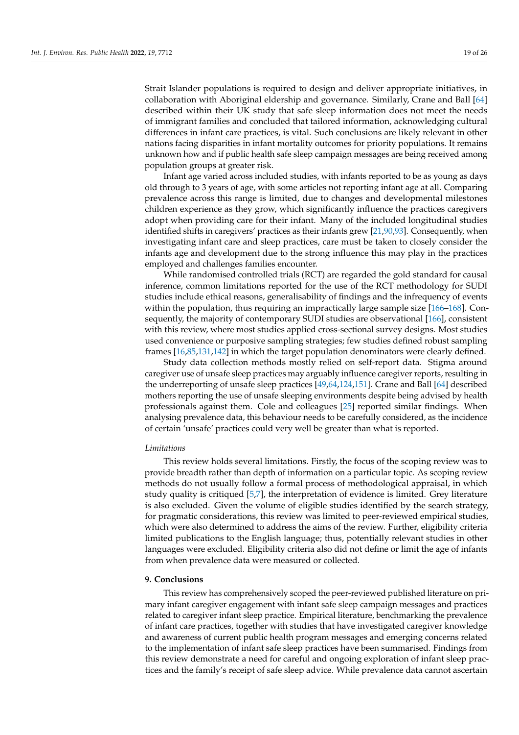Strait Islander populations is required to design and deliver appropriate initiatives, in collaboration with Aboriginal eldership and governance. Similarly, Crane and Ball [64] described within their UK study that safe sleep information does not meet the needs of immigrant families and concluded that tailored information, acknowledging cultural differences in infant care practices, is vital. Such conclusions are likely relevant in other nations facing disparities in infant mortality outcomes for priority populations. It remains unknown how and if public health safe sleep campaign messages are being received among population groups at greater risk.

Infant age varied across included studies, with infants reported to be as young as days old through to 3 years of age, with some articles not reporting infant age at all. Comparing prevalence across this range is limited, due to changes and developmental milestones children experience as they grow, which significantly influence the practices caregivers adopt when providing care for their infant. Many of the included longitudinal studies identified shifts in caregivers' practices as their infants grew [21,90,93]. Consequently, when investigating infant care and sleep practices, care must be taken to closely consider the infants age and development due to the strong influence this may play in the practices employed and challenges families encounter.

While randomised controlled trials (RCT) are regarded the gold standard for causal inference, common limitations reported for the use of the RCT methodology for SUDI studies include ethical reasons, generalisability of findings and the infrequency of events within the population, thus requiring an impractically large sample size [166–168]. Consequently, the majority of contemporary SUDI studies are observational [166], consistent with this review, where most studies applied cross-sectional survey designs. Most studies used convenience or purposive sampling strategies; few studies defined robust sampling frames [16,85,131,142] in which the target population denominators were clearly defined.

Study data collection methods mostly relied on self-report data. Stigma around caregiver use of unsafe sleep practices may arguably influence caregiver reports, resulting in the underreporting of unsafe sleep practices [49,64,124,151]. Crane and Ball [64] described mothers reporting the use of unsafe sleeping environments despite being advised by health professionals against them. Cole and colleagues [25] reported similar findings. When analysing prevalence data, this behaviour needs to be carefully considered, as the incidence of certain 'unsafe' practices could very well be greater than what is reported.

*Limitations*

This review holds several limitations. Firstly, the focus of the scoping review was to provide breadth rather than depth of information on a particular topic. As scoping review methods do not usually follow a formal process of methodological appraisal, in which study quality is critiqued [5,7], the interpretation of evidence is limited. Grey literature is also excluded. Given the volume of eligible studies identified by the search strategy, for pragmatic considerations, this review was limited to peer-reviewed empirical studies, which were also determined to address the aims of the review. Further, eligibility criteria limited publications to the English language; thus, potentially relevant studies in other languages were excluded. Eligibility criteria also did not define or limit the age of infants from when prevalence data were measured or collected.

## 9. Conclusions

This review has comprehensively scoped the peer-reviewed published literature on primary infant caregiver engagement with infant safe sleep campaign messages and practices related to caregiver infant sleep practice. Empirical literature, benchmarking the prevalence of infant care practices, together with studies that have investigated caregiver knowledge and awareness of current public health program messages and emerging concerns related to the implementation of infant safe sleep practices have been summarised. Findings from this review demonstrate a need for careful and ongoing exploration of infant sleep practices and the family's receipt of safe sleep advice. While prevalence data cannot ascertain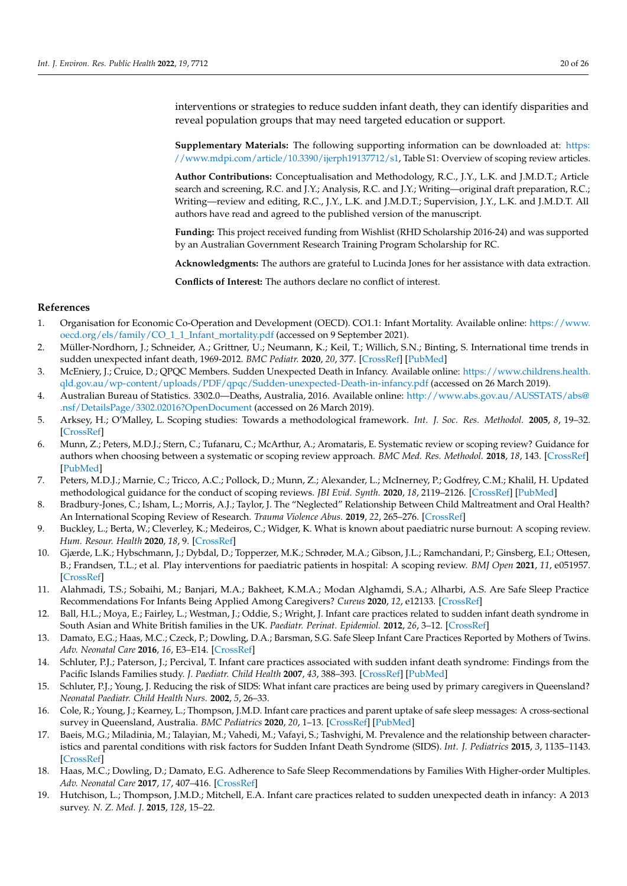interventions or strategies to reduce sudden infant death, they can identify disparities and reveal population groups that may need targeted education or support.

**Supplementary Materials:** The following supporting information can be downloaded at: https://www.mdpi.com/article/10.3390/ijerph19137712/s1, Table S1: Overview of scoping review articles.

**Author Contributions:** Conceptualisation and Methodology, R.C., J.Y., L.K. and J.M.D.T.; Article search and screening, R.C. and J.Y.; Analysis, R.C. and J.Y.; Writing—original draft preparation, R.C.; Writing—review and editing, R.C., J.Y., L.K. and J.M.D.T.; Supervision, J.Y., L.K. and J.M.D.T. All authors have read and agreed to the published version of the manuscript.

**Funding:** This project received funding from Wishlist (RHD Scholarship 2016-24) and was supported by an Australian Government Research Training Program Scholarship for RC.

**Acknowledgments:** The authors are grateful to Lucinda Jones for her assistance with data extraction.

**Conflicts of Interest:** The authors declare no conflict of interest.

## References

1. Organisation for Economic Co-Operation and Development (OECD). CO1.1: Infant Mortality. Available online: https://www.oecd.org/els/family/CO_1_1_Infant_mortality.pdf (accessed on 9 September 2021).
2. Müller-Nordhorn, J.; Schneider, A.; Grittner, U.; Neumann, K.; Keil, T.; Willich, S.N.; Binting, S. International time trends in sudden unexpected infant death, 1969-2012. *BMC Pediatr.* **2020**, *20*, 377. [CrossRef] [PubMed]
3. McEniery, J.; Cruice, D.; QPQC Members. Sudden Unexpected Death in Infancy. Available online: https://www.childrens.health.qld.gov.au/wp-content/uploads/PDF/qpqc/Sudden-unexpected-Death-in-infancy.pdf (accessed on 26 March 2019).
4. Australian Bureau of Statistics. 3302.0—Deaths, Australia, 2016. Available online: http://www.abs.gov.au/AUSSTATS/abs@.nsf/DetailsPage/3302.02016?OpenDocument (accessed on 26 March 2019).
5. Arksey, H.; O'Malley, L. Scoping studies: Towards a methodological framework. *Int. J. Soc. Res. Methodol.* **2005**, *8*, 19–32. [CrossRef]
6. Munn, Z.; Peters, M.D.J.; Stern, C.; Tufanaru, C.; McArthur, A.; Aromataris, E. Systematic review or scoping review? Guidance for authors when choosing between a systematic or scoping review approach. *BMC Med. Res. Methodol.* **2018**, *18*, 143. [CrossRef] [PubMed]
7. Peters, M.D.J.; Marnie, C.; Tricco, A.C.; Pollock, D.; Munn, Z.; Alexander, L.; McInerney, P.; Godfrey, C.M.; Khalil, H. Updated methodological guidance for the conduct of scoping reviews. *JBI Evid. Synth.* **2020**, *18*, 2119–2126. [CrossRef] [PubMed]
8. Bradbury-Jones, C.; Isham, L.; Morris, A.J.; Taylor, J. The "Neglected" Relationship Between Child Maltreatment and Oral Health? An International Scoping Review of Research. *Trauma Violence Abus.* **2019**, *22*, 265–276. [CrossRef]
9. Buckley, L.; Berta, W.; Cleverley, K.; Medeiros, C.; Widger, K. What is known about paediatric nurse burnout: A scoping review. *Hum. Resour. Health* **2020**, *18*, 9. [CrossRef]
10. Gjærde, L.K.; Hybschmann, J.; Dybdal, D.; Topperzer, M.K.; Schrøder, M.A.; Gibson, J.L.; Ramchandani, P.; Ginsberg, E.I.; Ottesen, B.; Frandsen, T.L.; et al. Play interventions for paediatric patients in hospital: A scoping review. *BMJ Open* **2021**, *11*, e051957. [CrossRef]
11. Alahmadi, T.S.; Sobaihi, M.; Banjari, M.A.; Bakheet, K.M.A.; Modan Alghamdi, S.A.; Alharbi, A.S. Are Safe Sleep Practice Recommendations For Infants Being Applied Among Caregivers? *Cureus* **2020**, *12*, e12133. [CrossRef]
12. Ball, H.L.; Moya, E.; Fairley, L.; Westman, J.; Oddie, S.; Wright, J. Infant care practices related to sudden infant death syndrome in South Asian and White British families in the UK. *Paediatr. Perinat. Epidemiol.* **2012**, *26*, 3–12. [CrossRef]
13. Damato, E.G.; Haas, M.C.; Czeck, P.; Dowling, D.A.; Barsman, S.G. Safe Sleep Infant Care Practices Reported by Mothers of Twins. *Adv. Neonatal Care* **2016**, *16*, E3–E14. [CrossRef]
14. Schluter, P.J.; Paterson, J.; Percival, T. Infant care practices associated with sudden infant death syndrome: Findings from the Pacific Islands Families study. *J. Paediatr. Child Health* **2007**, *43*, 388–393. [CrossRef] [PubMed]
15. Schluter, P.J.; Young, J. Reducing the risk of SIDS: What infant care practices are being used by primary caregivers in Queensland? *Neonatal Paediatr. Child Health Nurs.* **2002**, *5*, 26–33.
16. Cole, R.; Young, J.; Kearney, L.; Thompson, J.M.D. Infant care practices and parent uptake of safe sleep messages: A cross-sectional survey in Queensland, Australia. *BMC Pediatrics* **2020**, *20*, 1–13. [CrossRef] [PubMed]
17. Baeis, M.G.; Miladinia, M.; Talayian, M.; Vahedi, M.; Vafayi, S.; Tashvighi, M. Prevalence and the relationship between characteristics and parental conditions with risk factors for Sudden Infant Death Syndrome (SIDS). *Int. J. Pediatrics* **2015**, *3*, 1135–1143. [CrossRef]
18. Haas, M.C.; Dowling, D.; Damato, E.G. Adherence to Safe Sleep Recommendations by Families With Higher-order Multiples. *Adv. Neonatal Care* **2017**, *17*, 407–416. [CrossRef]
19. Hutchison, L.; Thompson, J.M.D.; Mitchell, E.A. Infant care practices related to sudden unexpected death in infancy: A 2013 survey. *N. Z. Med. J.* **2015**, *128*, 15–22.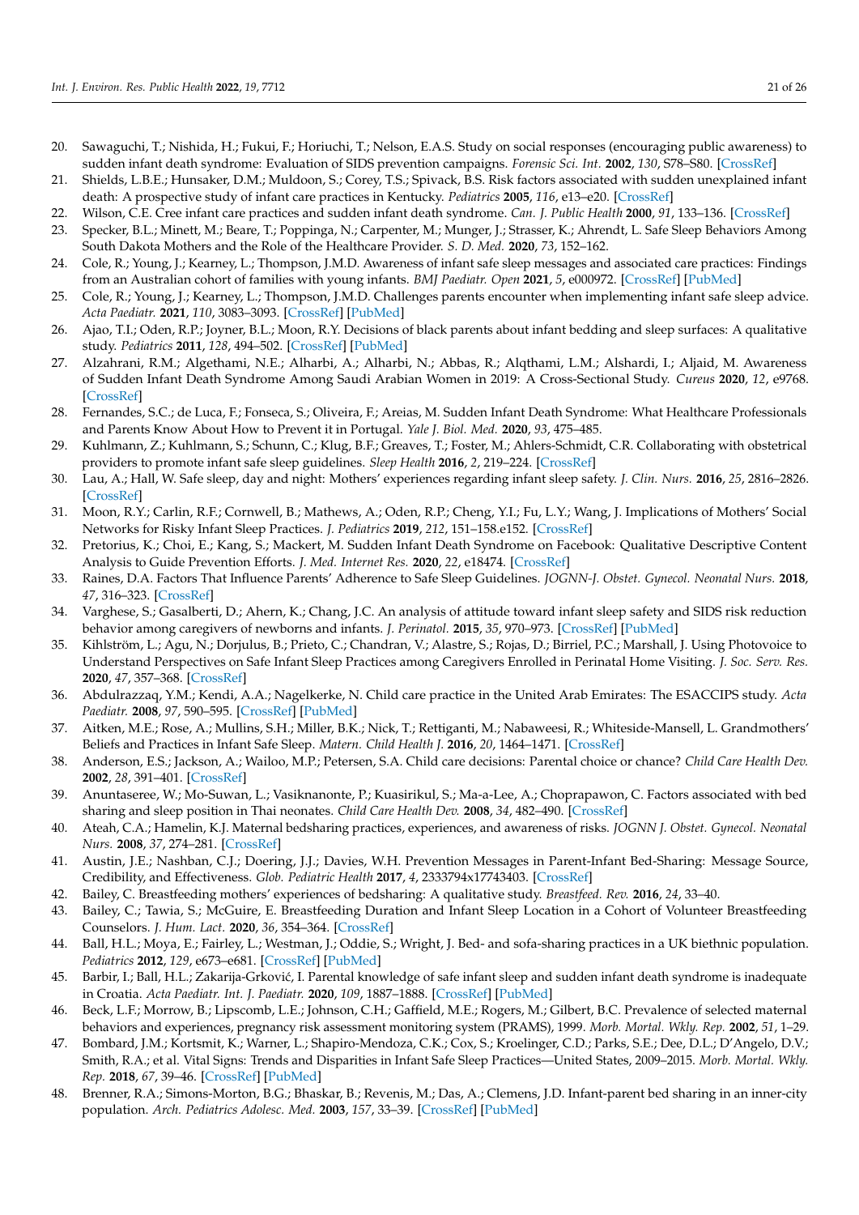20. Sawaguchi, T.; Nishida, H.; Fukui, F.; Horiuchi, T.; Nelson, E.A.S. Study on social responses (encouraging public awareness) to sudden infant death syndrome: Evaluation of SIDS prevention campaigns. *Forensic Sci. Int.* **2002**, *130*, S78–S80. [CrossRef]
21. Shields, L.B.E.; Hunsaker, D.M.; Muldoon, S.; Corey, T.S.; Spivack, B.S. Risk factors associated with sudden unexplained infant death: A prospective study of infant care practices in Kentucky. *Pediatrics* **2005**, *116*, e13–e20. [CrossRef]
22. Wilson, C.E. Cree infant care practices and sudden infant death syndrome. *Can. J. Public Health* **2000**, *91*, 133–136. [CrossRef]
23. Specker, B.L.; Minett, M.; Beare, T.; Poppinga, N.; Carpenter, M.; Munger, J.; Strasser, K.; Ahrendt, L. Safe Sleep Behaviors Among South Dakota Mothers and the Role of the Healthcare Provider. *S. D. Med.* **2020**, *73*, 152–162.
24. Cole, R.; Young, J.; Kearney, L.; Thompson, J.M.D. Awareness of infant safe sleep messages and associated care practices: Findings from an Australian cohort of families with young infants. *BMJ Paediatr. Open* **2021**, *5*, e000972. [CrossRef] [PubMed]
25. Cole, R.; Young, J.; Kearney, L.; Thompson, J.M.D. Challenges parents encounter when implementing infant safe sleep advice. *Acta Paediatr.* **2021**, *110*, 3083–3093. [CrossRef] [PubMed]
26. Ajao, T.I.; Oden, R.P.; Joyner, B.L.; Moon, R.Y. Decisions of black parents about infant bedding and sleep surfaces: A qualitative study. *Pediatrics* **2011**, *128*, 494–502. [CrossRef] [PubMed]
27. Alzahrani, R.M.; Algethami, N.E.; Alharbi, A.; Alharbi, N.; Abbas, R.; Alqthami, L.M.; Alshardi, I.; Aljaid, M. Awareness of Sudden Infant Death Syndrome Among Saudi Arabian Women in 2019: A Cross-Sectional Study. *Cureus* **2020**, *12*, e9768. [CrossRef]
28. Fernandes, S.C.; de Luca, F.; Fonseca, S.; Oliveira, F.; Areias, M. Sudden Infant Death Syndrome: What Healthcare Professionals and Parents Know About How to Prevent it in Portugal. *Yale J. Biol. Med.* **2020**, *93*, 475–485.
29. Kuhlmann, Z.; Kuhlmann, S.; Schunn, C.; Klug, B.F.; Greaves, T.; Foster, M.; Ahlers-Schmidt, C.R. Collaborating with obstetrical providers to promote infant safe sleep guidelines. *Sleep Health* **2016**, *2*, 219–224. [CrossRef]
30. Lau, A.; Hall, W. Safe sleep, day and night: Mothers' experiences regarding infant sleep safety. *J. Clin. Nurs.* **2016**, *25*, 2816–2826. [CrossRef]
31. Moon, R.Y.; Carlin, R.F.; Cornwell, B.; Mathews, A.; Oden, R.P.; Cheng, Y.I.; Fu, L.Y.; Wang, J. Implications of Mothers' Social Networks for Risky Infant Sleep Practices. *J. Pediatrics* **2019**, *212*, 151–158.e152. [CrossRef]
32. Pretorius, K.; Choi, E.; Kang, S.; Mackert, M. Sudden Infant Death Syndrome on Facebook: Qualitative Descriptive Content Analysis to Guide Prevention Efforts. *J. Med. Internet Res.* **2020**, *22*, e18474. [CrossRef]
33. Raines, D.A. Factors That Influence Parents' Adherence to Safe Sleep Guidelines. *JOGNN-J. Obstet. Gynecol. Neonatal Nurs.* **2018**, *47*, 316–323. [CrossRef]
34. Varghese, S.; Gasalberti, D.; Ahern, K.; Chang, J.C. An analysis of attitude toward infant sleep safety and SIDS risk reduction behavior among caregivers of newborns and infants. *J. Perinatol.* **2015**, *35*, 970–973. [CrossRef] [PubMed]
35. Kihlström, L.; Agu, N.; Dorjulus, B.; Prieto, C.; Chandran, V.; Alastre, S.; Rojas, D.; Birriel, P.C.; Marshall, J. Using Photovoice to Understand Perspectives on Safe Infant Sleep Practices among Caregivers Enrolled in Perinatal Home Visiting. *J. Soc. Serv. Res.* **2020**, *47*, 357–368. [CrossRef]
36. Abdulrazzaq, Y.M.; Kendi, A.A.; Nagelkerke, N. Child care practice in the United Arab Emirates: The ESACCIPS study. *Acta Paediatr.* **2008**, *97*, 590–595. [CrossRef] [PubMed]
37. Aitken, M.E.; Rose, A.; Mullins, S.H.; Miller, B.K.; Nick, T.; Rettiganti, M.; Nabaweesi, R.; Whiteside-Mansell, L. Grandmothers' Beliefs and Practices in Infant Safe Sleep. *Matern. Child Health J.* **2016**, *20*, 1464–1471. [CrossRef]
38. Anderson, E.S.; Jackson, A.; Wailoo, M.P.; Petersen, S.A. Child care decisions: Parental choice or chance? *Child Care Health Dev.* **2002**, *28*, 391–401. [CrossRef]
39. Anuntaseree, W.; Mo-Suwan, L.; Vasiknanonte, P.; Kuasirikul, S.; Ma-a-Lee, A.; Choprapawon, C. Factors associated with bed sharing and sleep position in Thai neonates. *Child Care Health Dev.* **2008**, *34*, 482–490. [CrossRef]
40. Ateah, C.A.; Hamelin, K.J. Maternal bedsharing practices, experiences, and awareness of risks. *JOGNN J. Obstet. Gynecol. Neonatal Nurs.* **2008**, *37*, 274–281. [CrossRef]
41. Austin, J.E.; Nashban, C.J.; Doering, J.J.; Davies, W.H. Prevention Messages in Parent-Infant Bed-Sharing: Message Source, Credibility, and Effectiveness. *Glob. Pediatric Health* **2017**, *4*, 2333794x17743403. [CrossRef]
42. Bailey, C. Breastfeeding mothers' experiences of bedsharing: A qualitative study. *Breastfeed. Rev.* **2016**, *24*, 33–40.
43. Bailey, C.; Tawia, S.; McGuire, E. Breastfeeding Duration and Infant Sleep Location in a Cohort of Volunteer Breastfeeding Counselors. *J. Hum. Lact.* **2020**, *36*, 354–364. [CrossRef]
44. Ball, H.L.; Moya, E.; Fairley, L.; Westman, J.; Oddie, S.; Wright, J. Bed- and sofa-sharing practices in a UK biethnic population. *Pediatrics* **2012**, *129*, e673–e681. [CrossRef] [PubMed]
45. Barbir, I.; Ball, H.L.; Zakarija-Grković, I. Parental knowledge of safe infant sleep and sudden infant death syndrome is inadequate in Croatia. *Acta Paediatr. Int. J. Paediatr.* **2020**, *109*, 1887–1888. [CrossRef] [PubMed]
46. Beck, L.F.; Morrow, B.; Lipscomb, L.E.; Johnson, C.H.; Gaffield, M.E.; Rogers, M.; Gilbert, B.C. Prevalence of selected maternal behaviors and experiences, pregnancy risk assessment monitoring system (PRAMS), 1999. *Morb. Mortal. Wkly. Rep.* **2002**, *51*, 1–29.
47. Bombard, J.M.; Kortsmit, K.; Warner, L.; Shapiro-Mendoza, C.K.; Cox, S.; Kroelinger, C.D.; Parks, S.E.; Dee, D.L.; D'Angelo, D.V.; Smith, R.A.; et al. Vital Signs: Trends and Disparities in Infant Safe Sleep Practices—United States, 2009–2015. *Morb. Mortal. Wkly. Rep.* **2018**, *67*, 39–46. [CrossRef] [PubMed]
48. Brenner, R.A.; Simons-Morton, B.G.; Bhaskar, B.; Revenis, M.; Das, A.; Clemens, J.D. Infant-parent bed sharing in an inner-city population. *Arch. Pediatrics Adolesc. Med.* **2003**, *157*, 33–39. [CrossRef] [PubMed]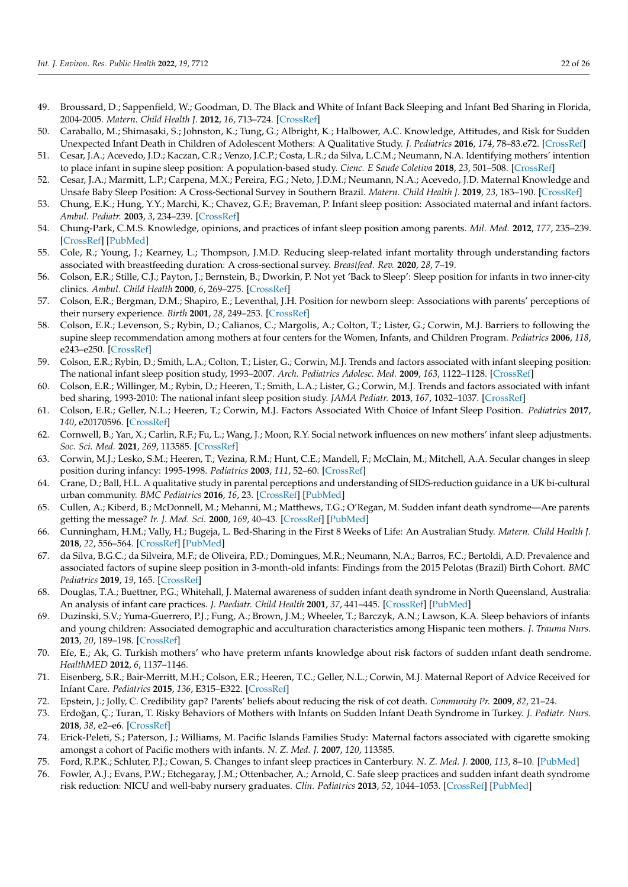49. Broussard, D.; Sappenfield, W.; Goodman, D. The Black and White of Infant Back Sleeping and Infant Bed Sharing in Florida, 2004-2005. *Matern. Child Health J.* **2012**, *16*, 713–724. [CrossRef]
50. Caraballo, M.; Shimasaki, S.; Johnston, K.; Tung, G.; Albright, K.; Halbower, A.C. Knowledge, Attitudes, and Risk for Sudden Unexpected Infant Death in Children of Adolescent Mothers: A Qualitative Study. *J. Pediatrics* **2016**, *174*, 78–83.e72. [CrossRef]
51. Cesar, J.A.; Acevedo, J.D.; Kaczan, C.R.; Venzo, J.C.P.; Costa, L.R.; da Silva, L.C.M.; Neumann, N.A. Identifying mothers' intention to place infant in supine sleep position: A population-based study. *Cienc. E Saude Coletiva* **2018**, *23*, 501–508. [CrossRef]
52. Cesar, J.A.; Marmitt, L.P.; Carpena, M.X.; Pereira, F.G.; Neto, J.D.M.; Neumann, N.A.; Acevedo, J.D. Maternal Knowledge and Unsafe Baby Sleep Position: A Cross-Sectional Survey in Southern Brazil. *Matern. Child Health J.* **2019**, *23*, 183–190. [CrossRef]
53. Chung, E.K.; Hung, Y.Y.; Marchi, K.; Chavez, G.F.; Braveman, P. Infant sleep position: Associated maternal and infant factors. *Ambul. Pediatr.* **2003**, *3*, 234–239. [CrossRef]
54. Chung-Park, C.M.S. Knowledge, opinions, and practices of infant sleep position among parents. *Mil. Med.* **2012**, *177*, 235–239. [CrossRef] [PubMed]
55. Cole, R.; Young, J.; Kearney, L.; Thompson, J.M.D. Reducing sleep-related infant mortality through understanding factors associated with breastfeeding duration: A cross-sectional survey. *Breastfeed. Rev.* **2020**, *28*, 7–19.
56. Colson, E.R.; Stille, C.J.; Payton, J.; Bernstein, B.; Dworkin, P. Not yet 'Back to Sleep': Sleep position for infants in two inner-city clinics. *Ambul. Child Health* **2000**, *6*, 269–275. [CrossRef]
57. Colson, E.R.; Bergman, D.M.; Shapiro, E.; Leventhal, J.H. Position for newborn sleep: Associations with parents' perceptions of their nursery experience. *Birth* **2001**, *28*, 249–253. [CrossRef]
58. Colson, E.R.; Levenson, S.; Rybin, D.; Calianos, C.; Margolis, A.; Colton, T.; Lister, G.; Corwin, M.J. Barriers to following the supine sleep recommendation among mothers at four centers for the Women, Infants, and Children Program. *Pediatrics* **2006**, *118*, e243–e250. [CrossRef]
59. Colson, E.R.; Rybin, D.; Smith, L.A.; Colton, T.; Lister, G.; Corwin, M.J. Trends and factors associated with infant sleeping position: The national infant sleep position study, 1993–2007. *Arch. Pediatrics Adolesc. Med.* **2009**, *163*, 1122–1128. [CrossRef]
60. Colson, E.R.; Willinger, M.; Rybin, D.; Heeren, T.; Smith, L.A.; Lister, G.; Corwin, M.J. Trends and factors associated with infant bed sharing, 1993-2010: The national infant sleep position study. *JAMA Pediatr.* **2013**, *167*, 1032–1037. [CrossRef]
61. Colson, E.R.; Geller, N.L.; Heeren, T.; Corwin, M.J. Factors Associated With Choice of Infant Sleep Position. *Pediatrics* **2017**, *140*, e20170596. [CrossRef]
62. Cornwell, B.; Yan, X.; Carlin, R.F.; Fu, L.; Wang, J.; Moon, R.Y. Social network influences on new mothers' infant sleep adjustments. *Soc. Sci. Med.* **2021**, *269*, 113585. [CrossRef]
63. Corwin, M.J.; Lesko, S.M.; Heeren, T.; Vezina, R.M.; Hunt, C.E.; Mandell, F.; McClain, M.; Mitchell, A.A. Secular changes in sleep position during infancy: 1995-1998. *Pediatrics* **2003**, *111*, 52–60. [CrossRef]
64. Crane, D.; Ball, H.L. A qualitative study in parental perceptions and understanding of SIDS-reduction guidance in a UK bi-cultural urban community. *BMC Pediatrics* **2016**, *16*, 23. [CrossRef] [PubMed]
65. Cullen, A.; Kiberd, B.; McDonnell, M.; Mehanni, M.; Matthews, T.G.; O'Regan, M. Sudden infant death syndrome—Are parents getting the message? *Ir. J. Med. Sci.* **2000**, *169*, 40–43. [CrossRef] [PubMed]
66. Cunningham, H.M.; Vally, H.; Bugeja, L. Bed-Sharing in the First 8 Weeks of Life: An Australian Study. *Matern. Child Health J.* **2018**, *22*, 556–564. [CrossRef] [PubMed]
67. da Silva, B.G.C.; da Silveira, M.F.; de Oliveira, P.D.; Domingues, M.R.; Neumann, N.A.; Barros, F.C.; Bertoldi, A.D. Prevalence and associated factors of supine sleep position in 3-month-old infants: Findings from the 2015 Pelotas (Brazil) Birth Cohort. *BMC Pediatrics* **2019**, *19*, 165. [CrossRef]
68. Douglas, T.A.; Buettner, P.G.; Whitehall, J. Maternal awareness of sudden infant death syndrome in North Queensland, Australia: An analysis of infant care practices. *J. Paediatr. Child Health* **2001**, *37*, 441–445. [CrossRef] [PubMed]
69. Duzinski, S.V.; Yuma-Guerrero, P.J.; Fung, A.; Brown, J.M.; Wheeler, T.; Barczyk, A.N.; Lawson, K.A. Sleep behaviors of infants and young children: Associated demographic and acculturation characteristics among Hispanic teen mothers. *J. Trauma Nurs.* **2013**, *20*, 189–198. [CrossRef]
70. Efe, E.; Ak, G. Turkish mothers' who have preterm ınfants knowledge about risk factors of sudden ınfant death sendrome. *HealthMED* **2012**, *6*, 1137–1146.
71. Eisenberg, S.R.; Bair-Merritt, M.H.; Colson, E.R.; Heeren, T.C.; Geller, N.L.; Corwin, M.J. Maternal Report of Advice Received for Infant Care. *Pediatrics* **2015**, *136*, E315–E322. [CrossRef]
72. Epstein, J.; Jolly, C. Credibility gap? Parents' beliefs about reducing the risk of cot death. *Community Pr.* **2009**, *82*, 21–24.
73. Erdoğan, Ç.; Turan, T. Risky Behaviors of Mothers with Infants on Sudden Infant Death Syndrome in Turkey. *J. Pediatr. Nurs.* **2018**, *38*, e2–e6. [CrossRef]
74. Erick-Peleti, S.; Paterson, J.; Williams, M. Pacific Islands Families Study: Maternal factors associated with cigarette smoking amongst a cohort of Pacific mothers with infants. *N. Z. Med. J.* **2007**, *120*, 113585.
75. Ford, R.P.K.; Schluter, P.J.; Cowan, S. Changes to infant sleep practices in Canterbury. *N. Z. Med. J.* **2000**, *113*, 8–10. [PubMed]
76. Fowler, A.J.; Evans, P.W.; Etchegaray, J.M.; Ottenbacher, A.; Arnold, C. Safe sleep practices and sudden infant death syndrome risk reduction: NICU and well-baby nursery graduates. *Clin. Pediatrics* **2013**, *52*, 1044–1053. [CrossRef] [PubMed]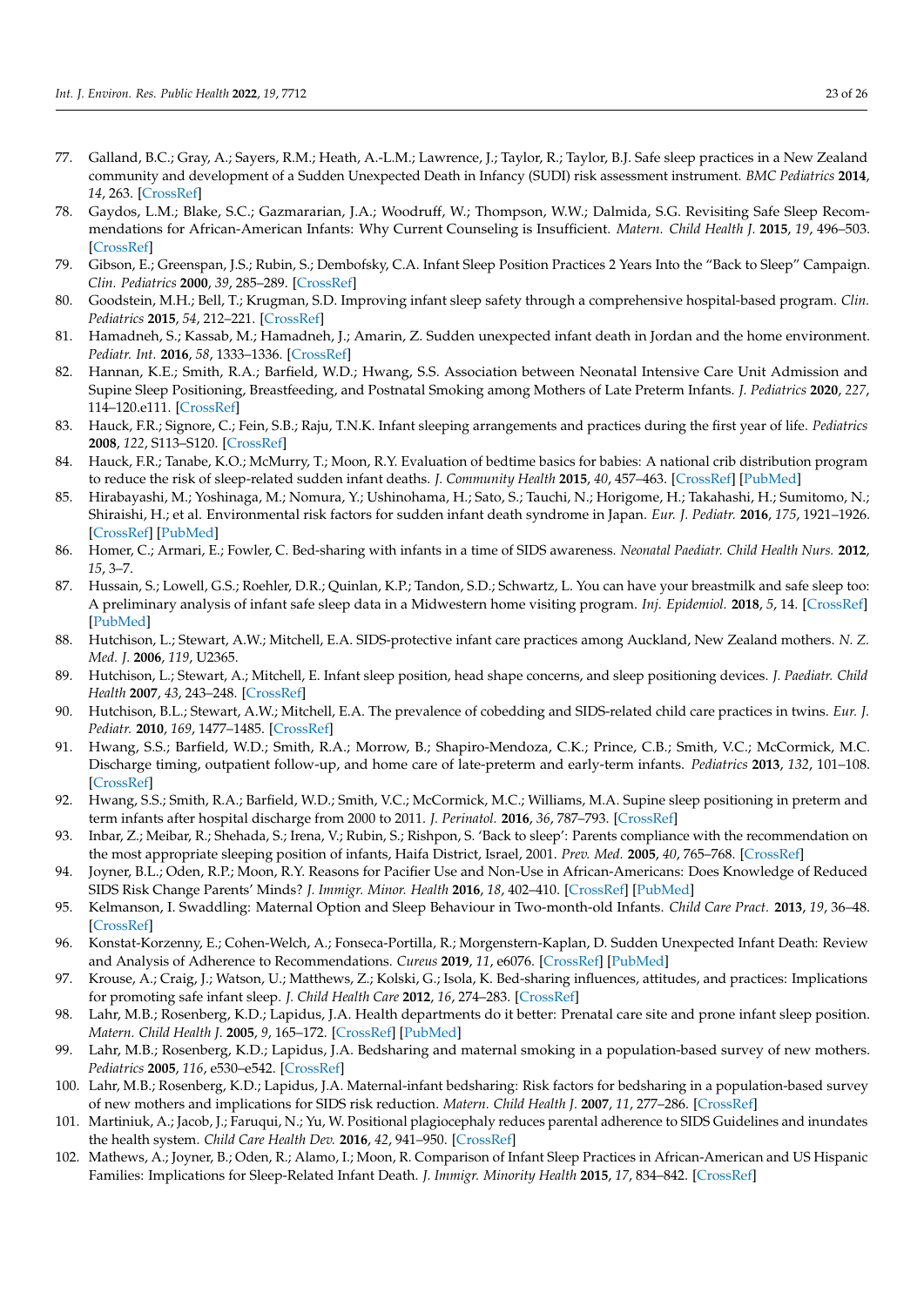77. Galland, B.C.; Gray, A.; Sayers, R.M.; Heath, A.-L.M.; Lawrence, J.; Taylor, R.; Taylor, B.J. Safe sleep practices in a New Zealand community and development of a Sudden Unexpected Death in Infancy (SUDI) risk assessment instrument. *BMC Pediatrics* **2014**, *14*, 263. [CrossRef]
78. Gaydos, L.M.; Blake, S.C.; Gazmararian, J.A.; Woodruff, W.; Thompson, W.W.; Dalmida, S.G. Revisiting Safe Sleep Recommendations for African-American Infants: Why Current Counseling is Insufficient. *Matern. Child Health J.* **2015**, *19*, 496–503. [CrossRef]
79. Gibson, E.; Greenspan, J.S.; Rubin, S.; Dembofsky, C.A. Infant Sleep Position Practices 2 Years Into the "Back to Sleep" Campaign. *Clin. Pediatrics* **2000**, *39*, 285–289. [CrossRef]
80. Goodstein, M.H.; Bell, T.; Krugman, S.D. Improving infant sleep safety through a comprehensive hospital-based program. *Clin. Pediatrics* **2015**, *54*, 212–221. [CrossRef]
81. Hamadneh, S.; Kassab, M.; Hamadneh, J.; Amarin, Z. Sudden unexpected infant death in Jordan and the home environment. *Pediatr. Int.* **2016**, *58*, 1333–1336. [CrossRef]
82. Hannan, K.E.; Smith, R.A.; Barfield, W.D.; Hwang, S.S. Association between Neonatal Intensive Care Unit Admission and Supine Sleep Positioning, Breastfeeding, and Postnatal Smoking among Mothers of Late Preterm Infants. *J. Pediatrics* **2020**, *227*, 114–120.e111. [CrossRef]
83. Hauck, F.R.; Signore, C.; Fein, S.B.; Raju, T.N.K. Infant sleeping arrangements and practices during the first year of life. *Pediatrics* **2008**, *122*, S113–S120. [CrossRef]
84. Hauck, F.R.; Tanabe, K.O.; McMurry, T.; Moon, R.Y. Evaluation of bedtime basics for babies: A national crib distribution program to reduce the risk of sleep-related sudden infant deaths. *J. Community Health* **2015**, *40*, 457–463. [CrossRef] [PubMed]
85. Hirabayashi, M.; Yoshinaga, M.; Nomura, Y.; Ushinohama, H.; Sato, S.; Tauchi, N.; Horigome, H.; Takahashi, H.; Sumitomo, N.; Shiraishi, H.; et al. Environmental risk factors for sudden infant death syndrome in Japan. *Eur. J. Pediatr.* **2016**, *175*, 1921–1926. [CrossRef] [PubMed]
86. Homer, C.; Armari, E.; Fowler, C. Bed-sharing with infants in a time of SIDS awareness. *Neonatal Paediatr. Child Health Nurs.* **2012**, *15*, 3–7.
87. Hussain, S.; Lowell, G.S.; Roehler, D.R.; Quinlan, K.P.; Tandon, S.D.; Schwartz, L. You can have your breastmilk and safe sleep too: A preliminary analysis of infant safe sleep data in a Midwestern home visiting program. *Inj. Epidemiol.* **2018**, *5*, 14. [CrossRef] [PubMed]
88. Hutchison, L.; Stewart, A.W.; Mitchell, E.A. SIDS-protective infant care practices among Auckland, New Zealand mothers. *N. Z. Med. J.* **2006**, *119*, U2365.
89. Hutchison, L.; Stewart, A.; Mitchell, E. Infant sleep position, head shape concerns, and sleep positioning devices. *J. Paediatr. Child Health* **2007**, *43*, 243–248. [CrossRef]
90. Hutchison, B.L.; Stewart, A.W.; Mitchell, E.A. The prevalence of cobedding and SIDS-related child care practices in twins. *Eur. J. Pediatr.* **2010**, *169*, 1477–1485. [CrossRef]
91. Hwang, S.S.; Barfield, W.D.; Smith, R.A.; Morrow, B.; Shapiro-Mendoza, C.K.; Prince, C.B.; Smith, V.C.; McCormick, M.C. Discharge timing, outpatient follow-up, and home care of late-preterm and early-term infants. *Pediatrics* **2013**, *132*, 101–108. [CrossRef]
92. Hwang, S.S.; Smith, R.A.; Barfield, W.D.; Smith, V.C.; McCormick, M.C.; Williams, M.A. Supine sleep positioning in preterm and term infants after hospital discharge from 2000 to 2011. *J. Perinatol.* **2016**, *36*, 787–793. [CrossRef]
93. Inbar, Z.; Meibar, R.; Shehada, S.; Irena, V.; Rubin, S.; Rishpon, S. 'Back to sleep': Parents compliance with the recommendation on the most appropriate sleeping position of infants, Haifa District, Israel, 2001. *Prev. Med.* **2005**, *40*, 765–768. [CrossRef]
94. Joyner, B.L.; Oden, R.P.; Moon, R.Y. Reasons for Pacifier Use and Non-Use in African-Americans: Does Knowledge of Reduced SIDS Risk Change Parents' Minds? *J. Immigr. Minor. Health* **2016**, *18*, 402–410. [CrossRef] [PubMed]
95. Kelmanson, I. Swaddling: Maternal Option and Sleep Behaviour in Two-month-old Infants. *Child Care Pract.* **2013**, *19*, 36–48. [CrossRef]
96. Konstat-Korzenny, E.; Cohen-Welch, A.; Fonseca-Portilla, R.; Morgenstern-Kaplan, D. Sudden Unexpected Infant Death: Review and Analysis of Adherence to Recommendations. *Cureus* **2019**, *11*, e6076. [CrossRef] [PubMed]
97. Krouse, A.; Craig, J.; Watson, U.; Matthews, Z.; Kolski, G.; Isola, K. Bed-sharing influences, attitudes, and practices: Implications for promoting safe infant sleep. *J. Child Health Care* **2012**, *16*, 274–283. [CrossRef]
98. Lahr, M.B.; Rosenberg, K.D.; Lapidus, J.A. Health departments do it better: Prenatal care site and prone infant sleep position. *Matern. Child Health J.* **2005**, *9*, 165–172. [CrossRef] [PubMed]
99. Lahr, M.B.; Rosenberg, K.D.; Lapidus, J.A. Bedsharing and maternal smoking in a population-based survey of new mothers. *Pediatrics* **2005**, *116*, e530–e542. [CrossRef]
100. Lahr, M.B.; Rosenberg, K.D.; Lapidus, J.A. Maternal-infant bedsharing: Risk factors for bedsharing in a population-based survey of new mothers and implications for SIDS risk reduction. *Matern. Child Health J.* **2007**, *11*, 277–286. [CrossRef]
101. Martiniuk, A.; Jacob, J.; Faruqui, N.; Yu, W. Positional plagiocephaly reduces parental adherence to SIDS Guidelines and inundates the health system. *Child Care Health Dev.* **2016**, *42*, 941–950. [CrossRef]
102. Mathews, A.; Joyner, B.; Oden, R.; Alamo, I.; Moon, R. Comparison of Infant Sleep Practices in African-American and US Hispanic Families: Implications for Sleep-Related Infant Death. *J. Immigr. Minority Health* **2015**, *17*, 834–842. [CrossRef]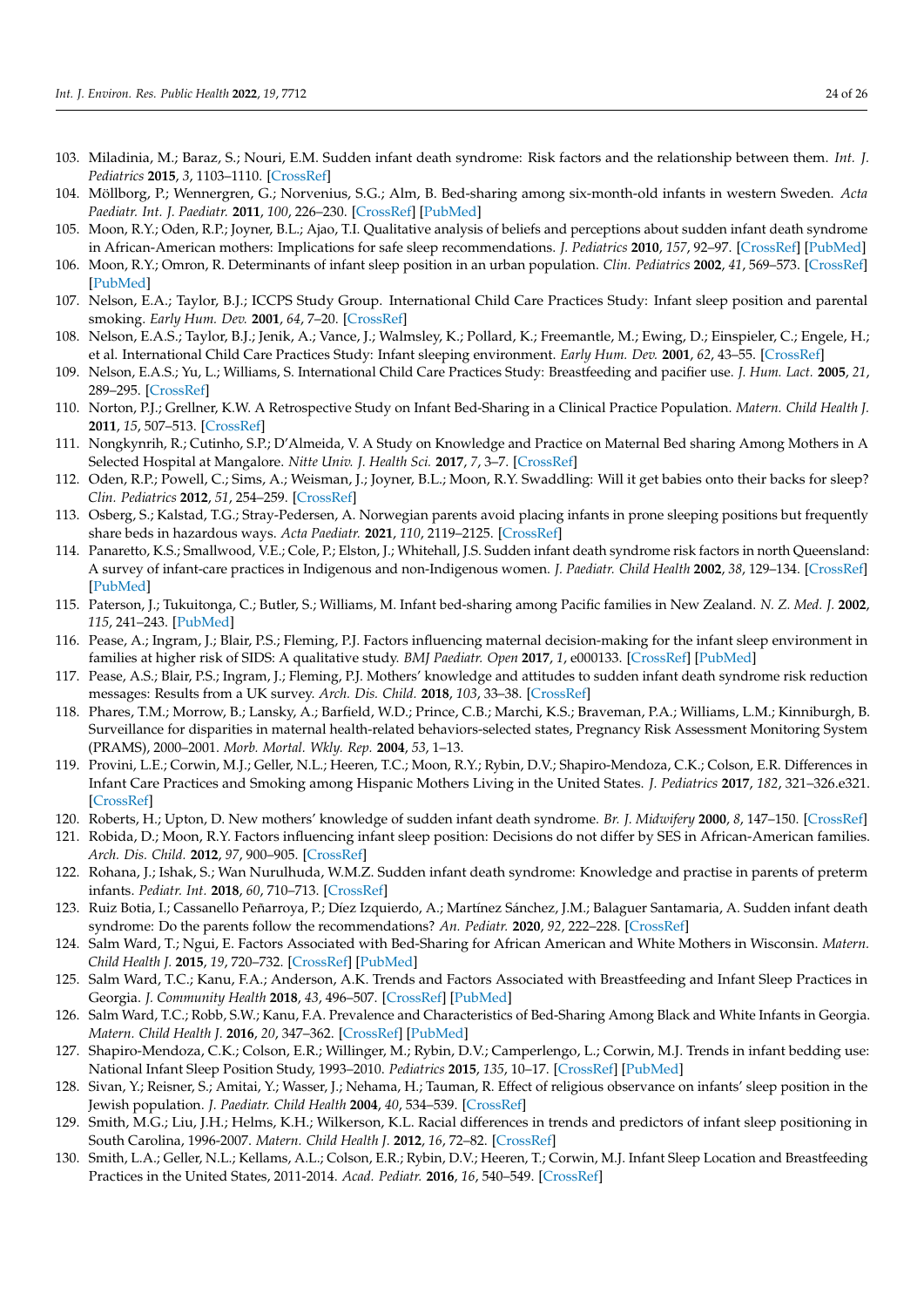103. Miladinia, M.; Baraz, S.; Nouri, E.M. Sudden infant death syndrome: Risk factors and the relationship between them. *Int. J. Pediatrics* **2015**, *3*, 1103–1110. [CrossRef]
104. Möllborg, P.; Wennergren, G.; Norvenius, S.G.; Alm, B. Bed-sharing among six-month-old infants in western Sweden. *Acta Paediatr. Int. J. Paediatr.* **2011**, *100*, 226–230. [CrossRef] [PubMed]
105. Moon, R.Y.; Oden, R.P.; Joyner, B.L.; Ajao, T.I. Qualitative analysis of beliefs and perceptions about sudden infant death syndrome in African-American mothers: Implications for safe sleep recommendations. *J. Pediatrics* **2010**, *157*, 92–97. [CrossRef] [PubMed]
106. Moon, R.Y.; Omron, R. Determinants of infant sleep position in an urban population. *Clin. Pediatrics* **2002**, *41*, 569–573. [CrossRef] [PubMed]
107. Nelson, E.A.; Taylor, B.J.; ICCPS Study Group. International Child Care Practices Study: Infant sleep position and parental smoking. *Early Hum. Dev.* **2001**, *64*, 7–20. [CrossRef]
108. Nelson, E.A.S.; Taylor, B.J.; Jenik, A.; Vance, J.; Walmsley, K.; Pollard, K.; Freemantle, M.; Ewing, D.; Einspieler, C.; Engele, H.; et al. International Child Care Practices Study: Infant sleeping environment. *Early Hum. Dev.* **2001**, *62*, 43–55. [CrossRef]
109. Nelson, E.A.S.; Yu, L.; Williams, S. International Child Care Practices Study: Breastfeeding and pacifier use. *J. Hum. Lact.* **2005**, *21*, 289–295. [CrossRef]
110. Norton, P.J.; Grellner, K.W. A Retrospective Study on Infant Bed-Sharing in a Clinical Practice Population. *Matern. Child Health J.* **2011**, *15*, 507–513. [CrossRef]
111. Nongkynrih, R.; Cutinho, S.P.; D'Almeida, V. A Study on Knowledge and Practice on Maternal Bed sharing Among Mothers in A Selected Hospital at Mangalore. *Nitte Univ. J. Health Sci.* **2017**, *7*, 3–7. [CrossRef]
112. Oden, R.P.; Powell, C.; Sims, A.; Weisman, J.; Joyner, B.L.; Moon, R.Y. Swaddling: Will it get babies onto their backs for sleep? *Clin. Pediatrics* **2012**, *51*, 254–259. [CrossRef]
113. Osberg, S.; Kalstad, T.G.; Stray-Pedersen, A. Norwegian parents avoid placing infants in prone sleeping positions but frequently share beds in hazardous ways. *Acta Paediatr.* **2021**, *110*, 2119–2125. [CrossRef]
114. Panaretto, K.S.; Smallwood, V.E.; Cole, P.; Elston, J.; Whitehall, J.S. Sudden infant death syndrome risk factors in north Queensland: A survey of infant-care practices in Indigenous and non-Indigenous women. *J. Paediatr. Child Health* **2002**, *38*, 129–134. [CrossRef] [PubMed]
115. Paterson, J.; Tukuitonga, C.; Butler, S.; Williams, M. Infant bed-sharing among Pacific families in New Zealand. *N. Z. Med. J.* **2002**, *115*, 241–243. [PubMed]
116. Pease, A.; Ingram, J.; Blair, P.S.; Fleming, P.J. Factors influencing maternal decision-making for the infant sleep environment in families at higher risk of SIDS: A qualitative study. *BMJ Paediatr. Open* **2017**, *1*, e000133. [CrossRef] [PubMed]
117. Pease, A.S.; Blair, P.S.; Ingram, J.; Fleming, P.J. Mothers' knowledge and attitudes to sudden infant death syndrome risk reduction messages: Results from a UK survey. *Arch. Dis. Child.* **2018**, *103*, 33–38. [CrossRef]
118. Phares, T.M.; Morrow, B.; Lansky, A.; Barfield, W.D.; Prince, C.B.; Marchi, K.S.; Braveman, P.A.; Williams, L.M.; Kinniburgh, B. Surveillance for disparities in maternal health-related behaviors-selected states, Pregnancy Risk Assessment Monitoring System (PRAMS), 2000–2001. *Morb. Mortal. Wkly. Rep.* **2004**, *53*, 1–13.
119. Provini, L.E.; Corwin, M.J.; Geller, N.L.; Heeren, T.C.; Moon, R.Y.; Rybin, D.V.; Shapiro-Mendoza, C.K.; Colson, E.R. Differences in Infant Care Practices and Smoking among Hispanic Mothers Living in the United States. *J. Pediatrics* **2017**, *182*, 321–326.e321. [CrossRef]
120. Roberts, H.; Upton, D. New mothers' knowledge of sudden infant death syndrome. *Br. J. Midwifery* **2000**, *8*, 147–150. [CrossRef]
121. Robida, D.; Moon, R.Y. Factors influencing infant sleep position: Decisions do not differ by SES in African-American families. *Arch. Dis. Child.* **2012**, *97*, 900–905. [CrossRef]
122. Rohana, J.; Ishak, S.; Wan Nurulhuda, W.M.Z. Sudden infant death syndrome: Knowledge and practise in parents of preterm infants. *Pediatr. Int.* **2018**, *60*, 710–713. [CrossRef]
123. Ruiz Botia, I.; Cassanello Peñarroya, P.; Díez Izquierdo, A.; Martínez Sánchez, J.M.; Balaguer Santamaria, A. Sudden infant death syndrome: Do the parents follow the recommendations? *An. Pediatr.* **2020**, *92*, 222–228. [CrossRef]
124. Salm Ward, T.; Ngui, E. Factors Associated with Bed-Sharing for African American and White Mothers in Wisconsin. *Matern. Child Health J.* **2015**, *19*, 720–732. [CrossRef] [PubMed]
125. Salm Ward, T.C.; Kanu, F.A.; Anderson, A.K. Trends and Factors Associated with Breastfeeding and Infant Sleep Practices in Georgia. *J. Community Health* **2018**, *43*, 496–507. [CrossRef] [PubMed]
126. Salm Ward, T.C.; Robb, S.W.; Kanu, F.A. Prevalence and Characteristics of Bed-Sharing Among Black and White Infants in Georgia. *Matern. Child Health J.* **2016**, *20*, 347–362. [CrossRef] [PubMed]
127. Shapiro-Mendoza, C.K.; Colson, E.R.; Willinger, M.; Rybin, D.V.; Camperlengo, L.; Corwin, M.J. Trends in infant bedding use: National Infant Sleep Position Study, 1993–2010. *Pediatrics* **2015**, *135*, 10–17. [CrossRef] [PubMed]
128. Sivan, Y.; Reisner, S.; Amitai, Y.; Wasser, J.; Nehama, H.; Tauman, R. Effect of religious observance on infants' sleep position in the Jewish population. *J. Paediatr. Child Health* **2004**, *40*, 534–539. [CrossRef]
129. Smith, M.G.; Liu, J.H.; Helms, K.H.; Wilkerson, K.L. Racial differences in trends and predictors of infant sleep positioning in South Carolina, 1996-2007. *Matern. Child Health J.* **2012**, *16*, 72–82. [CrossRef]
130. Smith, L.A.; Geller, N.L.; Kellams, A.L.; Colson, E.R.; Rybin, D.V.; Heeren, T.; Corwin, M.J. Infant Sleep Location and Breastfeeding Practices in the United States, 2011-2014. *Acad. Pediatr.* **2016**, *16*, 540–549. [CrossRef]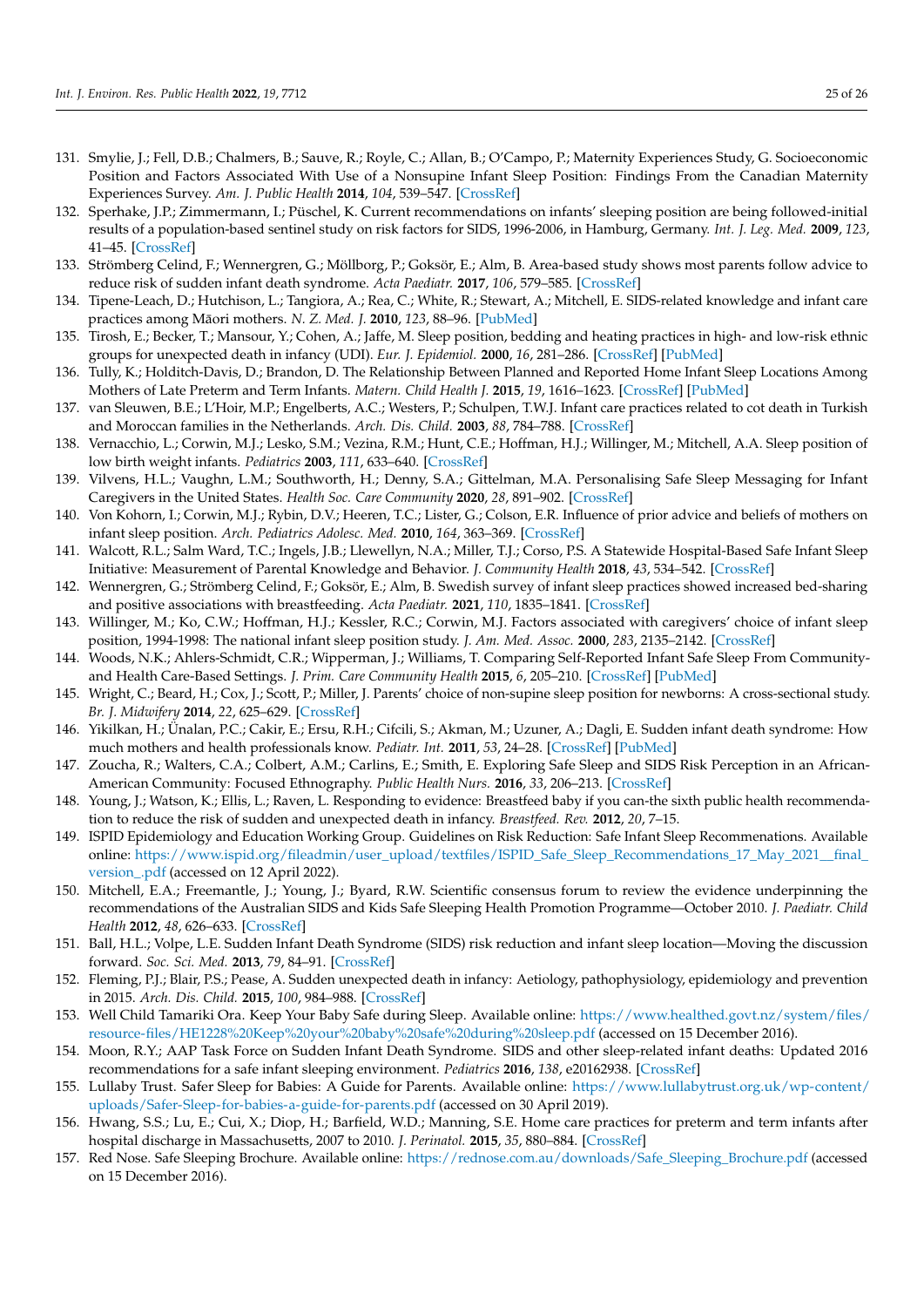131. Smylie, J.; Fell, D.B.; Chalmers, B.; Sauve, R.; Royle, C.; Allan, B.; O'Campo, P.; Maternity Experiences Study, G. Socioeconomic Position and Factors Associated With Use of a Nonsupine Infant Sleep Position: Findings From the Canadian Maternity Experiences Survey. *Am. J. Public Health* **2014**, *104*, 539–547. [CrossRef]
132. Sperhake, J.P.; Zimmermann, I.; Püschel, K. Current recommendations on infants' sleeping position are being followed-initial results of a population-based sentinel study on risk factors for SIDS, 1996-2006, in Hamburg, Germany. *Int. J. Leg. Med.* **2009**, *123*, 41–45. [CrossRef]
133. Strömberg Celind, F.; Wennergren, G.; Möllborg, P.; Goksör, E.; Alm, B. Area-based study shows most parents follow advice to reduce risk of sudden infant death syndrome. *Acta Paediatr.* **2017**, *106*, 579–585. [CrossRef]
134. Tipene-Leach, D.; Hutchison, L.; Tangiora, A.; Rea, C.; White, R.; Stewart, A.; Mitchell, E. SIDS-related knowledge and infant care practices among Māori mothers. *N. Z. Med. J.* **2010**, *123*, 88–96. [PubMed]
135. Tirosh, E.; Becker, T.; Mansour, Y.; Cohen, A.; Jaffe, M. Sleep position, bedding and heating practices in high- and low-risk ethnic groups for unexpected death in infancy (UDI). *Eur. J. Epidemiol.* **2000**, *16*, 281–286. [CrossRef] [PubMed]
136. Tully, K.; Holditch-Davis, D.; Brandon, D. The Relationship Between Planned and Reported Home Infant Sleep Locations Among Mothers of Late Preterm and Term Infants. *Matern. Child Health J.* **2015**, *19*, 1616–1623. [CrossRef] [PubMed]
137. van Sleuwen, B.E.; L'Hoir, M.P.; Engelberts, A.C.; Westers, P.; Schulpen, T.W.J. Infant care practices related to cot death in Turkish and Moroccan families in the Netherlands. *Arch. Dis. Child.* **2003**, *88*, 784–788. [CrossRef]
138. Vernacchio, L.; Corwin, M.J.; Lesko, S.M.; Vezina, R.M.; Hunt, C.E.; Hoffman, H.J.; Willinger, M.; Mitchell, A.A. Sleep position of low birth weight infants. *Pediatrics* **2003**, *111*, 633–640. [CrossRef]
139. Vilvens, H.L.; Vaughn, L.M.; Southworth, H.; Denny, S.A.; Gittelman, M.A. Personalising Safe Sleep Messaging for Infant Caregivers in the United States. *Health Soc. Care Community* **2020**, *28*, 891–902. [CrossRef]
140. Von Kohorn, I.; Corwin, M.J.; Rybin, D.V.; Heeren, T.C.; Lister, G.; Colson, E.R. Influence of prior advice and beliefs of mothers on infant sleep position. *Arch. Pediatrics Adolesc. Med.* **2010**, *164*, 363–369. [CrossRef]
141. Walcott, R.L.; Salm Ward, T.C.; Ingels, J.B.; Llewellyn, N.A.; Miller, T.J.; Corso, P.S. A Statewide Hospital-Based Safe Infant Sleep Initiative: Measurement of Parental Knowledge and Behavior. *J. Community Health* **2018**, *43*, 534–542. [CrossRef]
142. Wennergren, G.; Strömberg Celind, F.; Goksör, E.; Alm, B. Swedish survey of infant sleep practices showed increased bed-sharing and positive associations with breastfeeding. *Acta Paediatr.* **2021**, *110*, 1835–1841. [CrossRef]
143. Willinger, M.; Ko, C.W.; Hoffman, H.J.; Kessler, R.C.; Corwin, M.J. Factors associated with caregivers' choice of infant sleep position, 1994-1998: The national infant sleep position study. *J. Am. Med. Assoc.* **2000**, *283*, 2135–2142. [CrossRef]
144. Woods, N.K.; Ahlers-Schmidt, C.R.; Wipperman, J.; Williams, T. Comparing Self-Reported Infant Safe Sleep From Community- and Health Care-Based Settings. *J. Prim. Care Community Health* **2015**, *6*, 205–210. [CrossRef] [PubMed]
145. Wright, C.; Beard, H.; Cox, J.; Scott, P.; Miller, J. Parents' choice of non-supine sleep position for newborns: A cross-sectional study. *Br. J. Midwifery* **2014**, *22*, 625–629. [CrossRef]
146. Yikilkan, H.; Ünalan, P.C.; Cakir, E.; Ersu, R.H.; Cifcili, S.; Akman, M.; Uzuner, A.; Dagli, E. Sudden infant death syndrome: How much mothers and health professionals know. *Pediatr. Int.* **2011**, *53*, 24–28. [CrossRef] [PubMed]
147. Zoucha, R.; Walters, C.A.; Colbert, A.M.; Carlins, E.; Smith, E. Exploring Safe Sleep and SIDS Risk Perception in an African-American Community: Focused Ethnography. *Public Health Nurs.* **2016**, *33*, 206–213. [CrossRef]
148. Young, J.; Watson, K.; Ellis, L.; Raven, L. Responding to evidence: Breastfeed baby if you can-the sixth public health recommendation to reduce the risk of sudden and unexpected death in infancy. *Breastfeed. Rev.* **2012**, *20*, 7–15.
149. ISPID Epidemiology and Education Working Group. Guidelines on Risk Reduction: Safe Infant Sleep Recommenations. Available online: https://www.ispid.org/fileadmin/user_upload/textfiles/ISPID_Safe_Sleep_Recommendations_17_May_2021__final_version_.pdf (accessed on 12 April 2022).
150. Mitchell, E.A.; Freemantle, J.; Young, J.; Byard, R.W. Scientific consensus forum to review the evidence underpinning the recommendations of the Australian SIDS and Kids Safe Sleeping Health Promotion Programme—October 2010. *J. Paediatr. Child Health* **2012**, *48*, 626–633. [CrossRef]
151. Ball, H.L.; Volpe, L.E. Sudden Infant Death Syndrome (SIDS) risk reduction and infant sleep location—Moving the discussion forward. *Soc. Sci. Med.* **2013**, *79*, 84–91. [CrossRef]
152. Fleming, P.J.; Blair, P.S.; Pease, A. Sudden unexpected death in infancy: Aetiology, pathophysiology, epidemiology and prevention in 2015. *Arch. Dis. Child.* **2015**, *100*, 984–988. [CrossRef]
153. Well Child Tamariki Ora. Keep Your Baby Safe during Sleep. Available online: https://www.healthed.govt.nz/system/files/resource-files/HE1228%20Keep%20your%20baby%20safe%20during%20sleep.pdf (accessed on 15 December 2016).
154. Moon, R.Y.; AAP Task Force on Sudden Infant Death Syndrome. SIDS and other sleep-related infant deaths: Updated 2016 recommendations for a safe infant sleeping environment. *Pediatrics* **2016**, *138*, e20162938. [CrossRef]
155. Lullaby Trust. Safer Sleep for Babies: A Guide for Parents. Available online: https://www.lullabytrust.org.uk/wp-content/uploads/Safer-Sleep-for-babies-a-guide-for-parents.pdf (accessed on 30 April 2019).
156. Hwang, S.S.; Lu, E.; Cui, X.; Diop, H.; Barfield, W.D.; Manning, S.E. Home care practices for preterm and term infants after hospital discharge in Massachusetts, 2007 to 2010. *J. Perinatol.* **2015**, *35*, 880–884. [CrossRef]
157. Red Nose. Safe Sleeping Brochure. Available online: https://rednose.com.au/downloads/Safe_Sleeping_Brochure.pdf (accessed on 15 December 2016).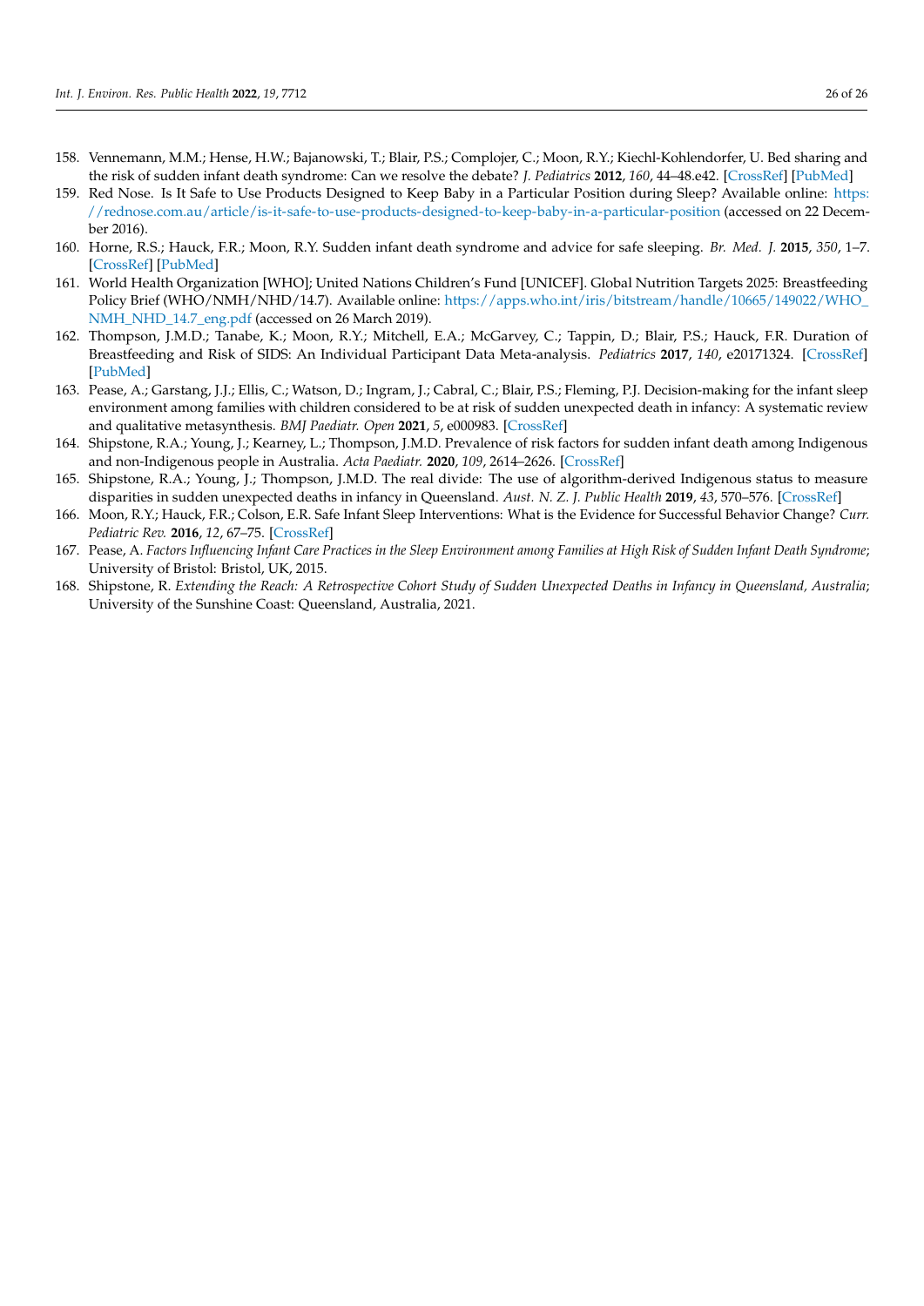158. Vennemann, M.M.; Hense, H.W.; Bajanowski, T.; Blair, P.S.; Complojer, C.; Moon, R.Y.; Kiechl-Kohlendorfer, U. Bed sharing and the risk of sudden infant death syndrome: Can we resolve the debate? *J. Pediatrics* **2012**, *160*, 44–48.e42. [CrossRef] [PubMed]
159. Red Nose. Is It Safe to Use Products Designed to Keep Baby in a Particular Position during Sleep? Available online: https://rednose.com.au/article/is-it-safe-to-use-products-designed-to-keep-baby-in-a-particular-position (accessed on 22 December 2016).
160. Horne, R.S.; Hauck, F.R.; Moon, R.Y. Sudden infant death syndrome and advice for safe sleeping. *Br. Med. J.* **2015**, *350*, 1–7. [CrossRef] [PubMed]
161. World Health Organization [WHO]; United Nations Children's Fund [UNICEF]. Global Nutrition Targets 2025: Breastfeeding Policy Brief (WHO/NMH/NHD/14.7). Available online: https://apps.who.int/iris/bitstream/handle/10665/149022/WHO_NMH_NHD_14.7_eng.pdf (accessed on 26 March 2019).
162. Thompson, J.M.D.; Tanabe, K.; Moon, R.Y.; Mitchell, E.A.; McGarvey, C.; Tappin, D.; Blair, P.S.; Hauck, F.R. Duration of Breastfeeding and Risk of SIDS: An Individual Participant Data Meta-analysis. *Pediatrics* **2017**, *140*, e20171324. [CrossRef] [PubMed]
163. Pease, A.; Garstang, J.J.; Ellis, C.; Watson, D.; Ingram, J.; Cabral, C.; Blair, P.S.; Fleming, P.J. Decision-making for the infant sleep environment among families with children considered to be at risk of sudden unexpected death in infancy: A systematic review and qualitative metasynthesis. *BMJ Paediatr. Open* **2021**, *5*, e000983. [CrossRef]
164. Shipstone, R.A.; Young, J.; Kearney, L.; Thompson, J.M.D. Prevalence of risk factors for sudden infant death among Indigenous and non-Indigenous people in Australia. *Acta Paediatr.* **2020**, *109*, 2614–2626. [CrossRef]
165. Shipstone, R.A.; Young, J.; Thompson, J.M.D. The real divide: The use of algorithm-derived Indigenous status to measure disparities in sudden unexpected deaths in infancy in Queensland. *Aust. N. Z. J. Public Health* **2019**, *43*, 570–576. [CrossRef]
166. Moon, R.Y.; Hauck, F.R.; Colson, E.R. Safe Infant Sleep Interventions: What is the Evidence for Successful Behavior Change? *Curr. Pediatric Rev.* **2016**, *12*, 67–75. [CrossRef]
167. Pease, A. *Factors Influencing Infant Care Practices in the Sleep Environment among Families at High Risk of Sudden Infant Death Syndrome*; University of Bristol: Bristol, UK, 2015.
168. Shipstone, R. *Extending the Reach: A Retrospective Cohort Study of Sudden Unexpected Deaths in Infancy in Queensland, Australia*; University of the Sunshine Coast: Queensland, Australia, 2021.